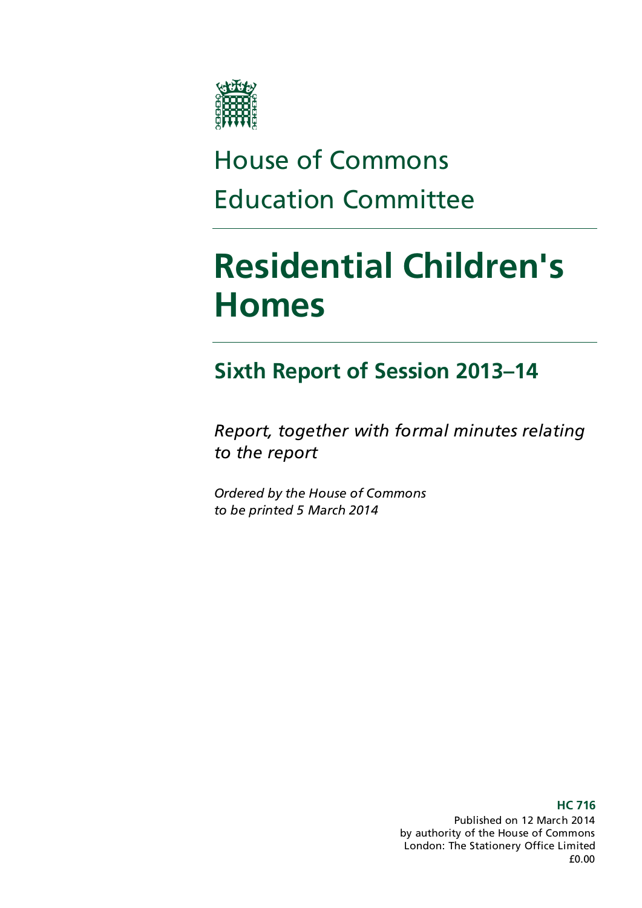House of Commons
Education Committee

# Residential Children's Homes

## Sixth Report of Session 2013–14

*Report, together with formal minutes relating to the report*

*Ordered by the House of Commons to be printed 5 March 2014*

**HC 716**
Published on 12 March 2014
by authority of the House of Commons
London: The Stationery Office Limited
£0.00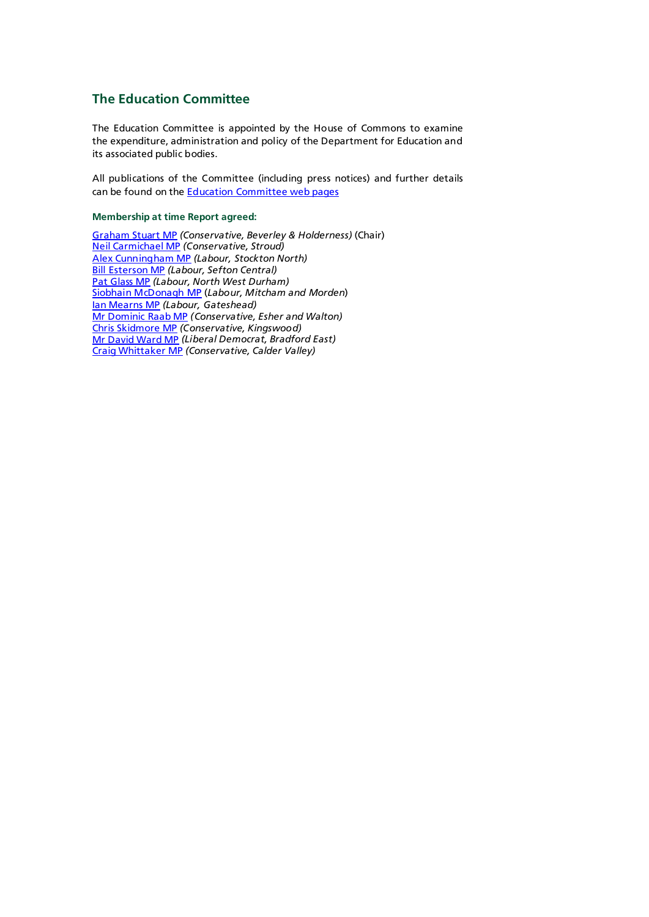## The Education Committee

The Education Committee is appointed by the House of Commons to examine the expenditure, administration and policy of the Department for Education and its associated public bodies.

All publications of the Committee (including press notices) and further details can be found on the Education Committee web pages

**Membership at time Report agreed:**

Graham Stuart MP *(Conservative, Beverley & Holderness)* (Chair)
Neil Carmichael MP *(Conservative, Stroud)*
Alex Cunningham MP *(Labour, Stockton North)*
Bill Esterson MP *(Labour, Sefton Central)*
Pat Glass MP *(Labour, North West Durham)*
Siobhain McDonagh MP (*Labour, Mitcham and Morden*)
Ian Mearns MP *(Labour, Gateshead)*
Mr Dominic Raab MP *(Conservative, Esher and Walton)*
Chris Skidmore MP *(Conservative, Kingswood)*
Mr David Ward MP *(Liberal Democrat, Bradford East)*
Craig Whittaker MP *(Conservative, Calder Valley)*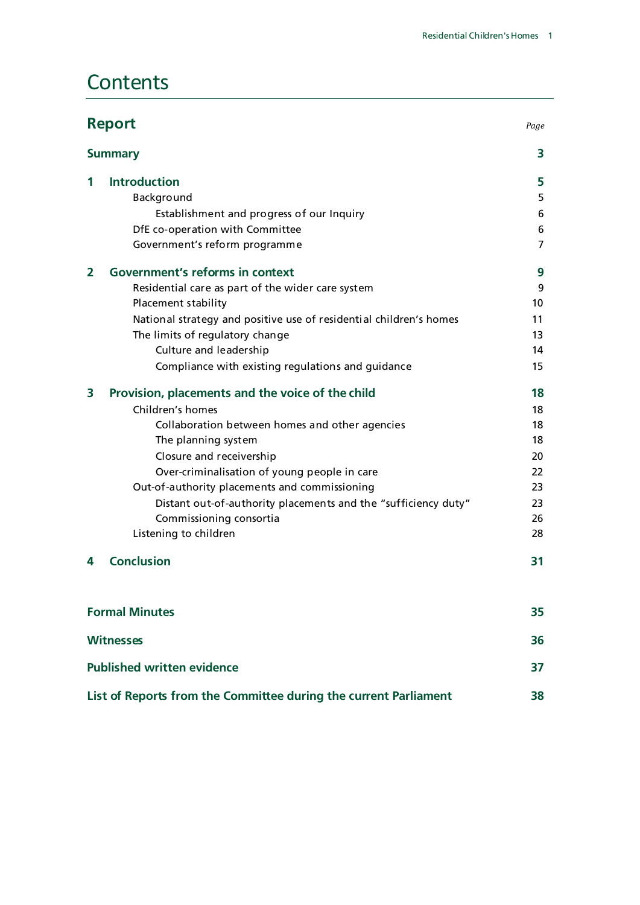# Contents

## Report

| | | Page |
|---|---|---|
| **Summary** | | **3** |
| **1** | **Introduction** | **5** |
| | Background | 5 |
| | Establishment and progress of our Inquiry | 6 |
| | DfE co-operation with Committee | 6 |
| | Government's reform programme | 7 |
| **2** | **Government's reforms in context** | **9** |
| | Residential care as part of the wider care system | 9 |
| | Placement stability | 10 |
| | National strategy and positive use of residential children's homes | 11 |
| | The limits of regulatory change | 13 |
| | Culture and leadership | 14 |
| | Compliance with existing regulations and guidance | 15 |
| **3** | **Provision, placements and the voice of the child** | **18** |
| | Children's homes | 18 |
| | Collaboration between homes and other agencies | 18 |
| | The planning system | 18 |
| | Closure and receivership | 20 |
| | Over-criminalisation of young people in care | 22 |
| | Out-of-authority placements and commissioning | 23 |
| | Distant out-of-authority placements and the "sufficiency duty" | 23 |
| | Commissioning consortia | 26 |
| | Listening to children | 28 |
| **4** | **Conclusion** | **31** |
| **Formal Minutes** | | **35** |
| **Witnesses** | | **36** |
| **Published written evidence** | | **37** |
| **List of Reports from the Committee during the current Parliament** | | **38** |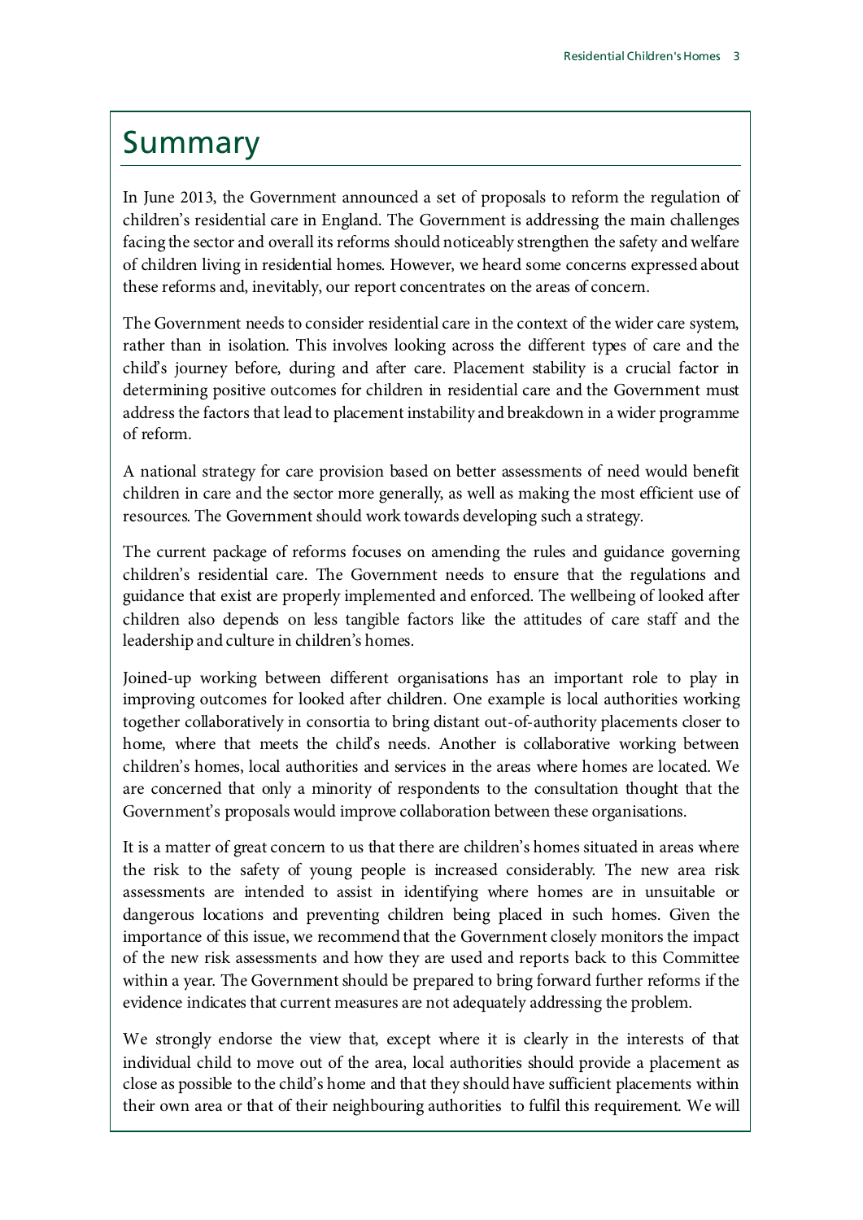# Summary

In June 2013, the Government announced a set of proposals to reform the regulation of children's residential care in England. The Government is addressing the main challenges facing the sector and overall its reforms should noticeably strengthen the safety and welfare of children living in residential homes. However, we heard some concerns expressed about these reforms and, inevitably, our report concentrates on the areas of concern.

The Government needs to consider residential care in the context of the wider care system, rather than in isolation. This involves looking across the different types of care and the child's journey before, during and after care. Placement stability is a crucial factor in determining positive outcomes for children in residential care and the Government must address the factors that lead to placement instability and breakdown in a wider programme of reform.

A national strategy for care provision based on better assessments of need would benefit children in care and the sector more generally, as well as making the most efficient use of resources. The Government should work towards developing such a strategy.

The current package of reforms focuses on amending the rules and guidance governing children's residential care. The Government needs to ensure that the regulations and guidance that exist are properly implemented and enforced. The wellbeing of looked after children also depends on less tangible factors like the attitudes of care staff and the leadership and culture in children's homes.

Joined-up working between different organisations has an important role to play in improving outcomes for looked after children. One example is local authorities working together collaboratively in consortia to bring distant out-of-authority placements closer to home, where that meets the child's needs. Another is collaborative working between children's homes, local authorities and services in the areas where homes are located. We are concerned that only a minority of respondents to the consultation thought that the Government's proposals would improve collaboration between these organisations.

It is a matter of great concern to us that there are children's homes situated in areas where the risk to the safety of young people is increased considerably. The new area risk assessments are intended to assist in identifying where homes are in unsuitable or dangerous locations and preventing children being placed in such homes. Given the importance of this issue, we recommend that the Government closely monitors the impact of the new risk assessments and how they are used and reports back to this Committee within a year. The Government should be prepared to bring forward further reforms if the evidence indicates that current measures are not adequately addressing the problem.

We strongly endorse the view that, except where it is clearly in the interests of that individual child to move out of the area, local authorities should provide a placement as close as possible to the child's home and that they should have sufficient placements within their own area or that of their neighbouring authorities to fulfil this requirement. We will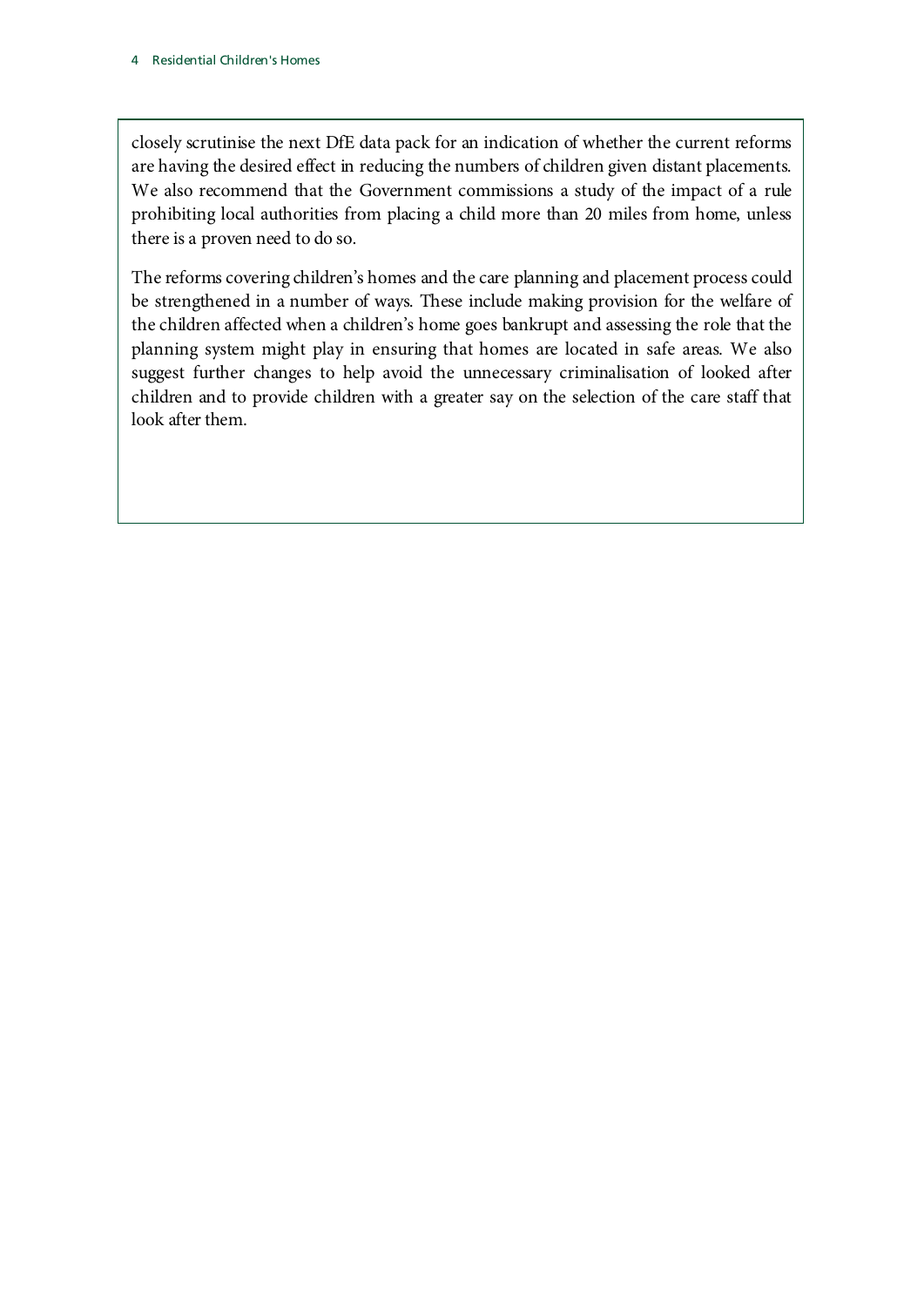closely scrutinise the next DfE data pack for an indication of whether the current reforms are having the desired effect in reducing the numbers of children given distant placements. We also recommend that the Government commissions a study of the impact of a rule prohibiting local authorities from placing a child more than 20 miles from home, unless there is a proven need to do so.

The reforms covering children's homes and the care planning and placement process could be strengthened in a number of ways. These include making provision for the welfare of the children affected when a children's home goes bankrupt and assessing the role that the planning system might play in ensuring that homes are located in safe areas. We also suggest further changes to help avoid the unnecessary criminalisation of looked after children and to provide children with a greater say on the selection of the care staff that look after them.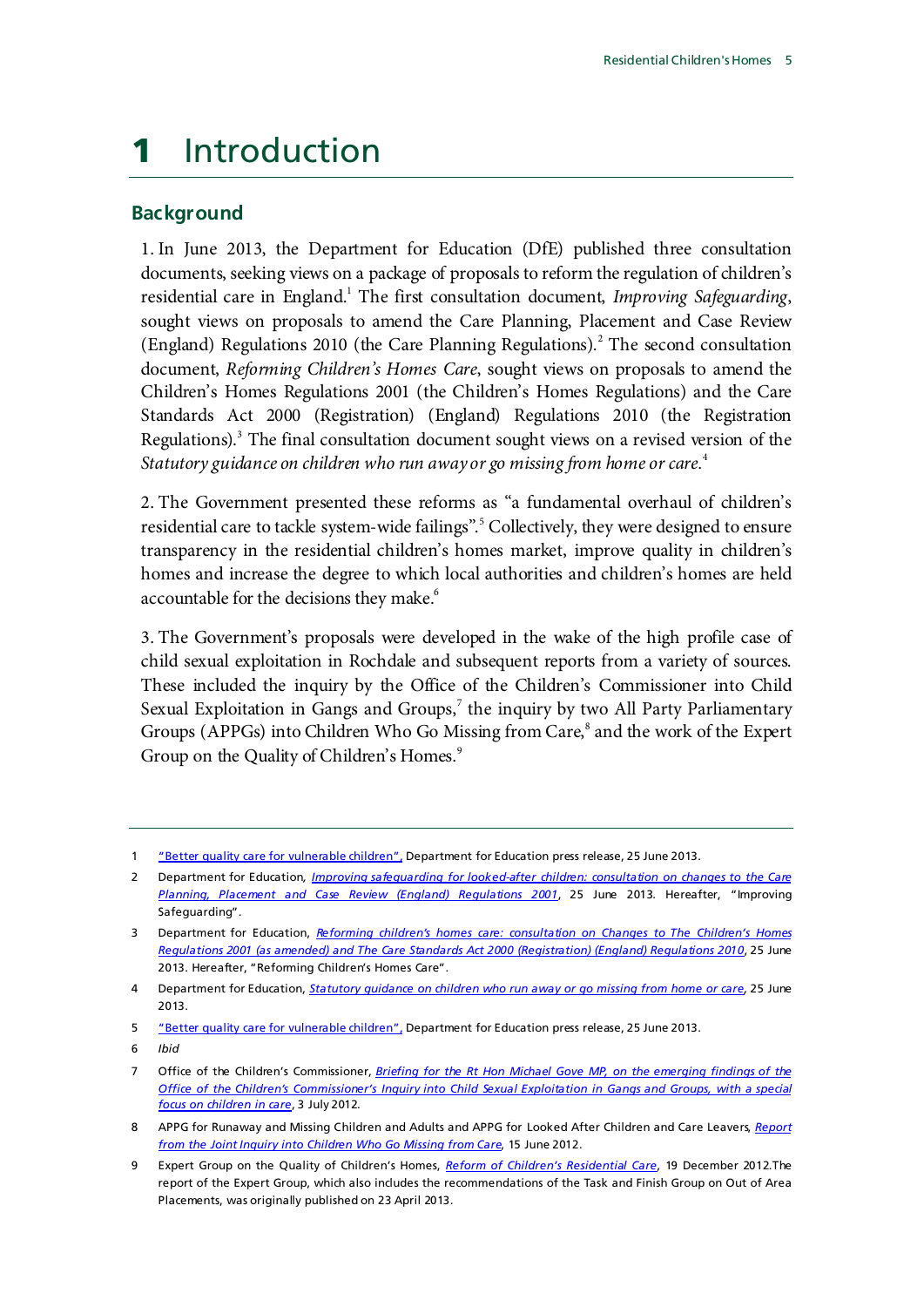# 1 Introduction

## Background

1. In June 2013, the Department for Education (DfE) published three consultation documents, seeking views on a package of proposals to reform the regulation of children's residential care in England.[1] The first consultation document, *Improving Safeguarding*, sought views on proposals to amend the Care Planning, Placement and Case Review (England) Regulations 2010 (the Care Planning Regulations).[2] The second consultation document, *Reforming Children's Homes Care*, sought views on proposals to amend the Children's Homes Regulations 2001 (the Children's Homes Regulations) and the Care Standards Act 2000 (Registration) (England) Regulations 2010 (the Registration Regulations).[3] The final consultation document sought views on a revised version of the *Statutory guidance on children who run away or go missing from home or care*.[4]

2. The Government presented these reforms as "a fundamental overhaul of children's residential care to tackle system-wide failings".[5] Collectively, they were designed to ensure transparency in the residential children's homes market, improve quality in children's homes and increase the degree to which local authorities and children's homes are held accountable for the decisions they make.[6]

3. The Government's proposals were developed in the wake of the high profile case of child sexual exploitation in Rochdale and subsequent reports from a variety of sources. These included the inquiry by the Office of the Children's Commissioner into Child Sexual Exploitation in Gangs and Groups,[7] the inquiry by two All Party Parliamentary Groups (APPGs) into Children Who Go Missing from Care,[8] and the work of the Expert Group on the Quality of Children's Homes.[9]

---

1 "Better quality care for vulnerable children", Department for Education press release, 25 June 2013.

2 Department for Education, *Improving safeguarding for looked-after children: consultation on changes to the Care Planning, Placement and Case Review (England) Regulations 2001*, 25 June 2013. Hereafter, "Improving Safeguarding".

3 Department for Education, *Reforming children's homes care: consultation on Changes to The Children's Homes Regulations 2001 (as amended) and The Care Standards Act 2000 (Registration) (England) Regulations 2010*, 25 June 2013. Hereafter, "Reforming Children's Homes Care".

4 Department for Education, *Statutory guidance on children who run away or go missing from home or care*, 25 June 2013.

5 "Better quality care for vulnerable children", Department for Education press release, 25 June 2013.

6 *Ibid*

7 Office of the Children's Commissioner, *Briefing for the Rt Hon Michael Gove MP, on the emerging findings of the Office of the Children's Commissioner's Inquiry into Child Sexual Exploitation in Gangs and Groups, with a special focus on children in care*, 3 July 2012.

8 APPG for Runaway and Missing Children and Adults and APPG for Looked After Children and Care Leavers, *Report from the Joint Inquiry into Children Who Go Missing from Care*, 15 June 2012.

9 Expert Group on the Quality of Children's Homes, *Reform of Children's Residential Care*, 19 December 2012.The report of the Expert Group, which also includes the recommendations of the Task and Finish Group on Out of Area Placements, was originally published on 23 April 2013.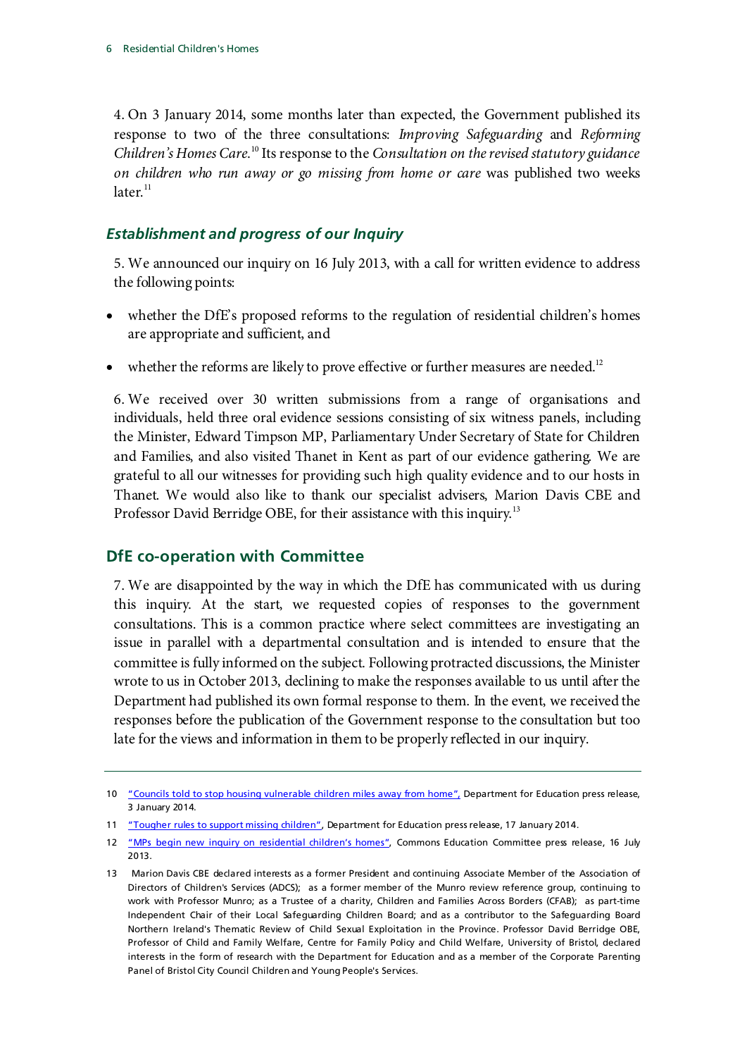4. On 3 January 2014, some months later than expected, the Government published its response to two of the three consultations: *Improving Safeguarding* and *Reforming Children's Homes Care*.[10] Its response to the *Consultation on the revised statutory guidance on children who run away or go missing from home or care* was published two weeks later.[11]

### Establishment and progress of our Inquiry

5. We announced our inquiry on 16 July 2013, with a call for written evidence to address the following points:

- whether the DfE's proposed reforms to the regulation of residential children's homes are appropriate and sufficient, and
- whether the reforms are likely to prove effective or further measures are needed.[12]

6. We received over 30 written submissions from a range of organisations and individuals, held three oral evidence sessions consisting of six witness panels, including the Minister, Edward Timpson MP, Parliamentary Under Secretary of State for Children and Families, and also visited Thanet in Kent as part of our evidence gathering. We are grateful to all our witnesses for providing such high quality evidence and to our hosts in Thanet. We would also like to thank our specialist advisers, Marion Davis CBE and Professor David Berridge OBE, for their assistance with this inquiry.[13]

## DfE co-operation with Committee

7. We are disappointed by the way in which the DfE has communicated with us during this inquiry. At the start, we requested copies of responses to the government consultations. This is a common practice where select committees are investigating an issue in parallel with a departmental consultation and is intended to ensure that the committee is fully informed on the subject. Following protracted discussions, the Minister wrote to us in October 2013, declining to make the responses available to us until after the Department had published its own formal response to them. In the event, we received the responses before the publication of the Government response to the consultation but too late for the views and information in them to be properly reflected in our inquiry.

---

10 "Councils told to stop housing vulnerable children miles away from home", Department for Education press release, 3 January 2014.

11 "Tougher rules to support missing children", Department for Education press release, 17 January 2014.

12 "MPs begin new inquiry on residential children's homes", Commons Education Committee press release, 16 July 2013.

13 Marion Davis CBE declared interests as a former President and continuing Associate Member of the Association of Directors of Children's Services (ADCS); as a former member of the Munro review reference group, continuing to work with Professor Munro; as a Trustee of a charity, Children and Families Across Borders (CFAB); as part-time Independent Chair of their Local Safeguarding Children Board; and as a contributor to the Safeguarding Board Northern Ireland's Thematic Review of Child Sexual Exploitation in the Province. Professor David Berridge OBE, Professor of Child and Family Welfare, Centre for Family Policy and Child Welfare, University of Bristol, declared interests in the form of research with the Department for Education and as a member of the Corporate Parenting Panel of Bristol City Council Children and Young People's Services.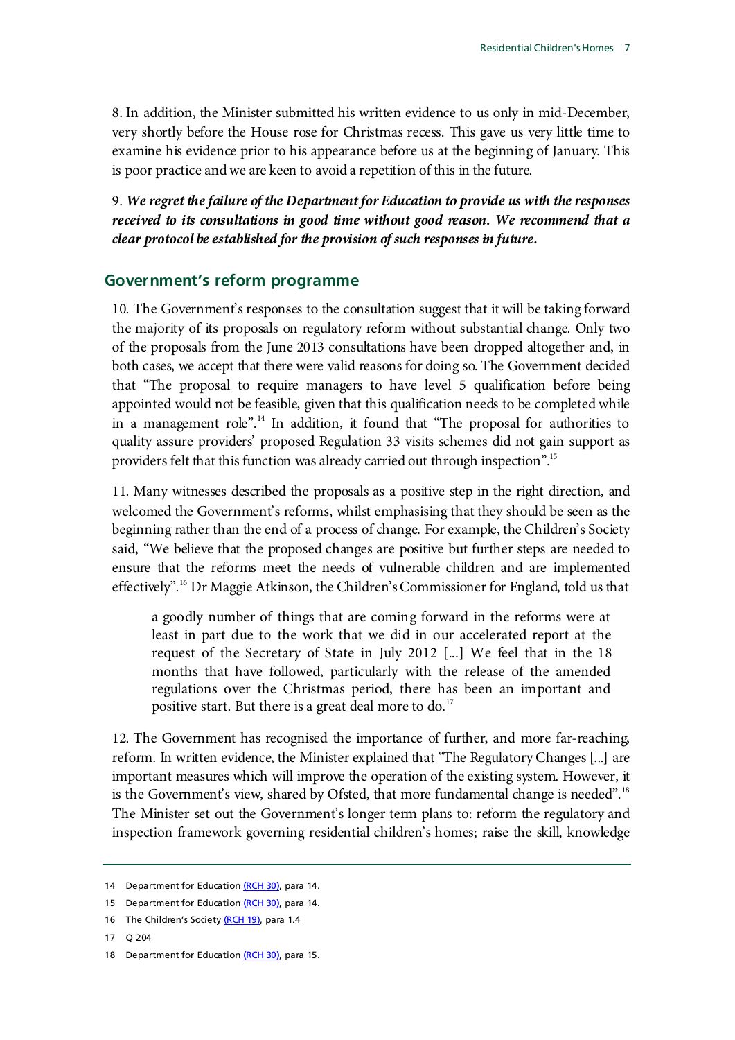8. In addition, the Minister submitted his written evidence to us only in mid-December, very shortly before the House rose for Christmas recess. This gave us very little time to examine his evidence prior to his appearance before us at the beginning of January. This is poor practice and we are keen to avoid a repetition of this in the future.

9. ***We regret the failure of the Department for Education to provide us with the responses received to its consultations in good time without good reason. We recommend that a clear protocol be established for the provision of such responses in future.***

## Government's reform programme

10. The Government's responses to the consultation suggest that it will be taking forward the majority of its proposals on regulatory reform without substantial change. Only two of the proposals from the June 2013 consultations have been dropped altogether and, in both cases, we accept that there were valid reasons for doing so. The Government decided that "The proposal to require managers to have level 5 qualification before being appointed would not be feasible, given that this qualification needs to be completed while in a management role".[14] In addition, it found that "The proposal for authorities to quality assure providers' proposed Regulation 33 visits schemes did not gain support as providers felt that this function was already carried out through inspection".[15]

11. Many witnesses described the proposals as a positive step in the right direction, and welcomed the Government's reforms, whilst emphasising that they should be seen as the beginning rather than the end of a process of change. For example, the Children's Society said, "We believe that the proposed changes are positive but further steps are needed to ensure that the reforms meet the needs of vulnerable children and are implemented effectively".[16] Dr Maggie Atkinson, the Children's Commissioner for England, told us that

> a goodly number of things that are coming forward in the reforms were at least in part due to the work that we did in our accelerated report at the request of the Secretary of State in July 2012 [...] We feel that in the 18 months that have followed, particularly with the release of the amended regulations over the Christmas period, there has been an important and positive start. But there is a great deal more to do.[17]

12. The Government has recognised the importance of further, and more far-reaching, reform. In written evidence, the Minister explained that "The Regulatory Changes [...] are important measures which will improve the operation of the existing system. However, it is the Government's view, shared by Ofsted, that more fundamental change is needed".[18] The Minister set out the Government's longer term plans to: reform the regulatory and inspection framework governing residential children's homes; raise the skill, knowledge

---

14 Department for Education (RCH 30), para 14.

15 Department for Education (RCH 30), para 14.

16 The Children's Society (RCH 19), para 1.4

17 Q 204

18 Department for Education (RCH 30), para 15.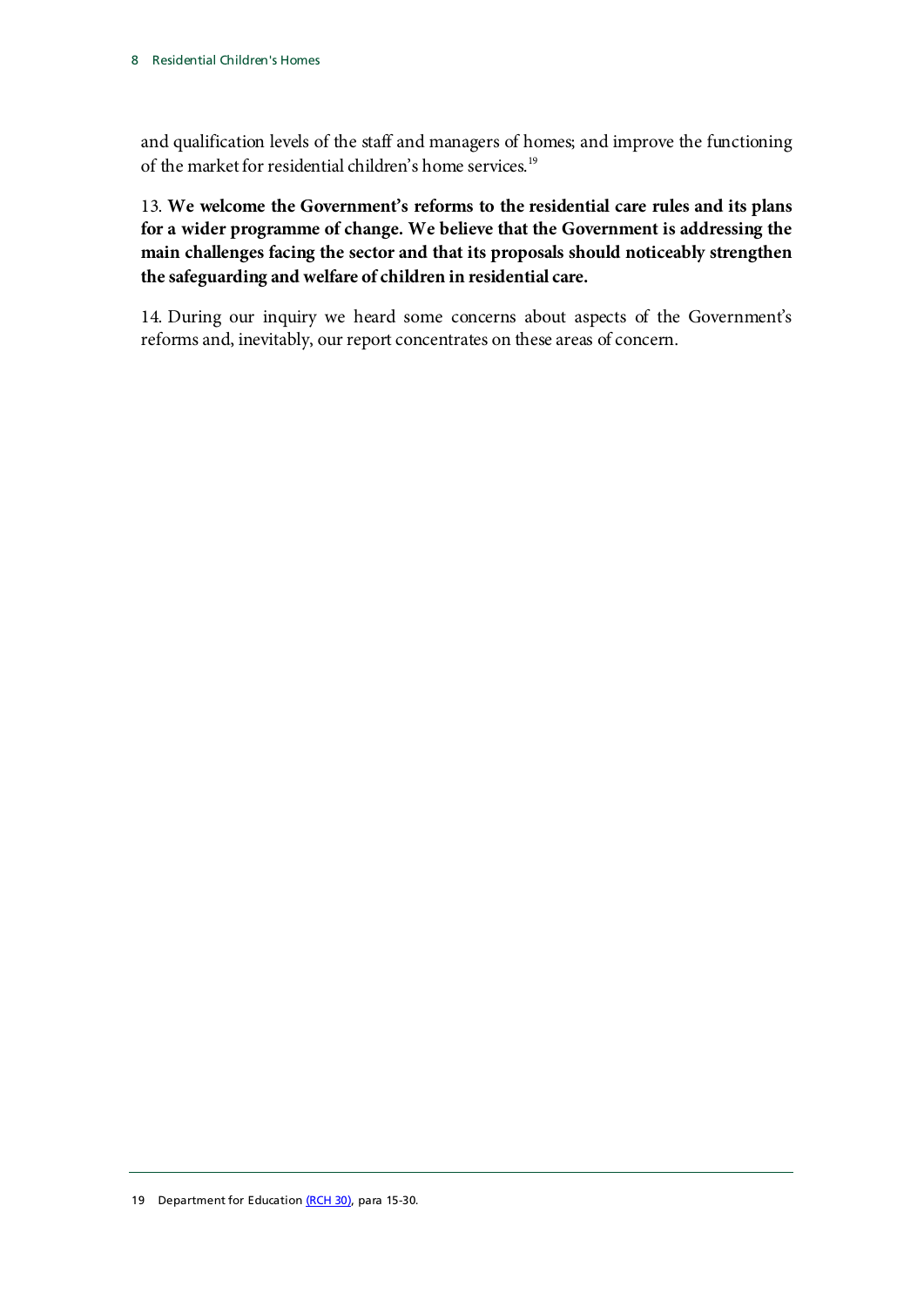and qualification levels of the staff and managers of homes; and improve the functioning of the market for residential children's home services.[19]

13. **We welcome the Government's reforms to the residential care rules and its plans for a wider programme of change. We believe that the Government is addressing the main challenges facing the sector and that its proposals should noticeably strengthen the safeguarding and welfare of children in residential care.**

14. During our inquiry we heard some concerns about aspects of the Government's reforms and, inevitably, our report concentrates on these areas of concern.

---

19 Department for Education (RCH 30), para 15-30.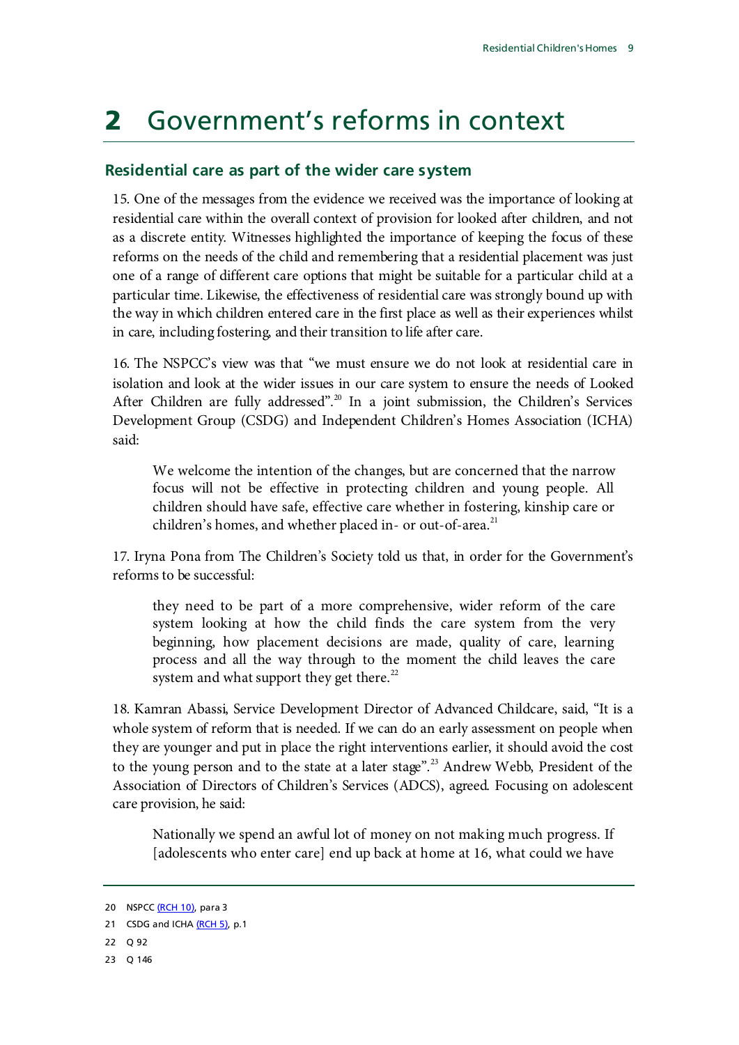# 2 Government's reforms in context

## Residential care as part of the wider care system

15. One of the messages from the evidence we received was the importance of looking at residential care within the overall context of provision for looked after children, and not as a discrete entity. Witnesses highlighted the importance of keeping the focus of these reforms on the needs of the child and remembering that a residential placement was just one of a range of different care options that might be suitable for a particular child at a particular time. Likewise, the effectiveness of residential care was strongly bound up with the way in which children entered care in the first place as well as their experiences whilst in care, including fostering, and their transition to life after care.

16. The NSPCC's view was that "we must ensure we do not look at residential care in isolation and look at the wider issues in our care system to ensure the needs of Looked After Children are fully addressed".[20] In a joint submission, the Children's Services Development Group (CSDG) and Independent Children's Homes Association (ICHA) said:

> We welcome the intention of the changes, but are concerned that the narrow focus will not be effective in protecting children and young people. All children should have safe, effective care whether in fostering, kinship care or children's homes, and whether placed in- or out-of-area.[21]

17. Iryna Pona from The Children's Society told us that, in order for the Government's reforms to be successful:

> they need to be part of a more comprehensive, wider reform of the care system looking at how the child finds the care system from the very beginning, how placement decisions are made, quality of care, learning process and all the way through to the moment the child leaves the care system and what support they get there.[22]

18. Kamran Abassi, Service Development Director of Advanced Childcare, said, "It is a whole system of reform that is needed. If we can do an early assessment on people when they are younger and put in place the right interventions earlier, it should avoid the cost to the young person and to the state at a later stage".[23] Andrew Webb, President of the Association of Directors of Children's Services (ADCS), agreed. Focusing on adolescent care provision, he said:

> Nationally we spend an awful lot of money on not making much progress. If [adolescents who enter care] end up back at home at 16, what could we have

---

20 NSPCC (RCH 10), para 3

21 CSDG and ICHA (RCH 5), p.1

22 Q 92

23 Q 146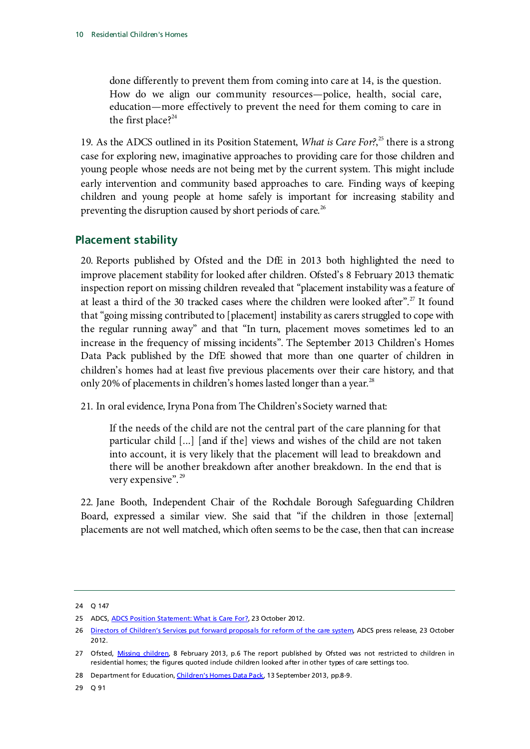> done differently to prevent them from coming into care at 14, is the question. How do we align our community resources—police, health, social care, education—more effectively to prevent the need for them coming to care in the first place?[24]

19. As the ADCS outlined in its Position Statement, *What is Care For?*,[25] there is a strong case for exploring new, imaginative approaches to providing care for those children and young people whose needs are not being met by the current system. This might include early intervention and community based approaches to care. Finding ways of keeping children and young people at home safely is important for increasing stability and preventing the disruption caused by short periods of care.[26]

## Placement stability

20. Reports published by Ofsted and the DfE in 2013 both highlighted the need to improve placement stability for looked after children. Ofsted's 8 February 2013 thematic inspection report on missing children revealed that "placement instability was a feature of at least a third of the 30 tracked cases where the children were looked after".[27] It found that "going missing contributed to [placement] instability as carers struggled to cope with the regular running away" and that "In turn, placement moves sometimes led to an increase in the frequency of missing incidents". The September 2013 Children's Homes Data Pack published by the DfE showed that more than one quarter of children in children's homes had at least five previous placements over their care history, and that only 20% of placements in children's homes lasted longer than a year.[28]

21. In oral evidence, Iryna Pona from The Children's Society warned that:

> If the needs of the child are not the central part of the care planning for that particular child [...] [and if the] views and wishes of the child are not taken into account, it is very likely that the placement will lead to breakdown and there will be another breakdown after another breakdown. In the end that is very expensive".[29]

22. Jane Booth, Independent Chair of the Rochdale Borough Safeguarding Children Board, expressed a similar view. She said that "if the children in those [external] placements are not well matched, which often seems to be the case, then that can increase

---

24 Q 147

25 ADCS, ADCS Position Statement: What is Care For?, 23 October 2012.

26 Directors of Children's Services put forward proposals for reform of the care system, ADCS press release, 23 October 2012.

27 Ofsted, Missing children, 8 February 2013, p.6 The report published by Ofsted was not restricted to children in residential homes; the figures quoted include children looked after in other types of care settings too.

28 Department for Education, Children's Homes Data Pack, 13 September 2013, pp.8-9.

29 Q 91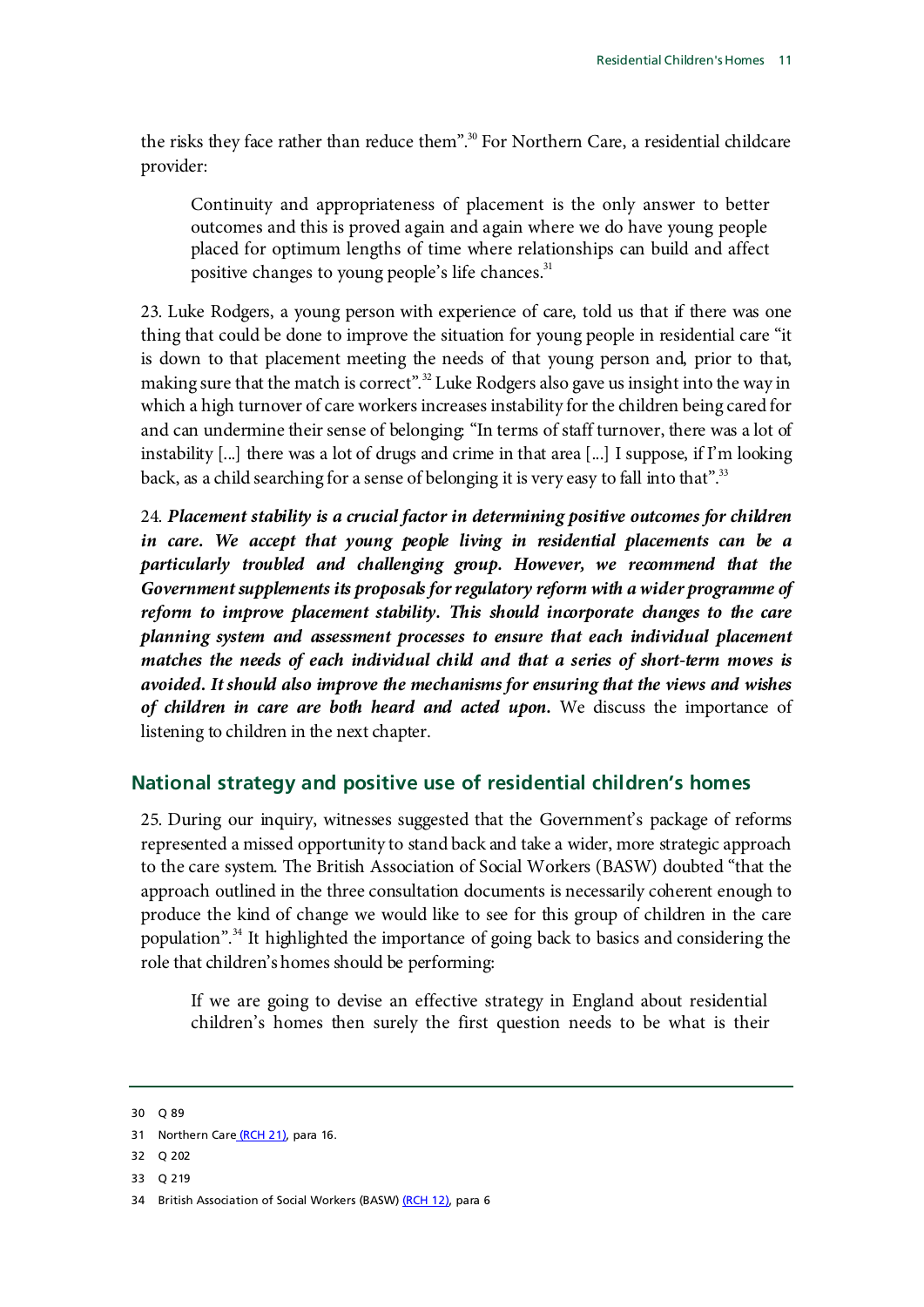the risks they face rather than reduce them".[30] For Northern Care, a residential childcare provider:

> Continuity and appropriateness of placement is the only answer to better outcomes and this is proved again and again where we do have young people placed for optimum lengths of time where relationships can build and affect positive changes to young people's life chances.[31]

23. Luke Rodgers, a young person with experience of care, told us that if there was one thing that could be done to improve the situation for young people in residential care "it is down to that placement meeting the needs of that young person and, prior to that, making sure that the match is correct".[32] Luke Rodgers also gave us insight into the way in which a high turnover of care workers increases instability for the children being cared for and can undermine their sense of belonging: "In terms of staff turnover, there was a lot of instability [...] there was a lot of drugs and crime in that area [...] I suppose, if I'm looking back, as a child searching for a sense of belonging it is very easy to fall into that".[33]

24. ***Placement stability is a crucial factor in determining positive outcomes for children in care. We accept that young people living in residential placements can be a particularly troubled and challenging group. However, we recommend that the Government supplements its proposals for regulatory reform with a wider programme of reform to improve placement stability. This should incorporate changes to the care planning system and assessment processes to ensure that each individual placement matches the needs of each individual child and that a series of short-term moves is avoided. It should also improve the mechanisms for ensuring that the views and wishes of children in care are both heard and acted upon.*** We discuss the importance of listening to children in the next chapter.

## National strategy and positive use of residential children's homes

25. During our inquiry, witnesses suggested that the Government's package of reforms represented a missed opportunity to stand back and take a wider, more strategic approach to the care system. The British Association of Social Workers (BASW) doubted "that the approach outlined in the three consultation documents is necessarily coherent enough to produce the kind of change we would like to see for this group of children in the care population".[34] It highlighted the importance of going back to basics and considering the role that children's homes should be performing:

> If we are going to devise an effective strategy in England about residential children's homes then surely the first question needs to be what is their

---

30 Q 89

31 Northern Care (RCH 21), para 16.

32 Q 202

33 Q 219

34 British Association of Social Workers (BASW) (RCH 12), para 6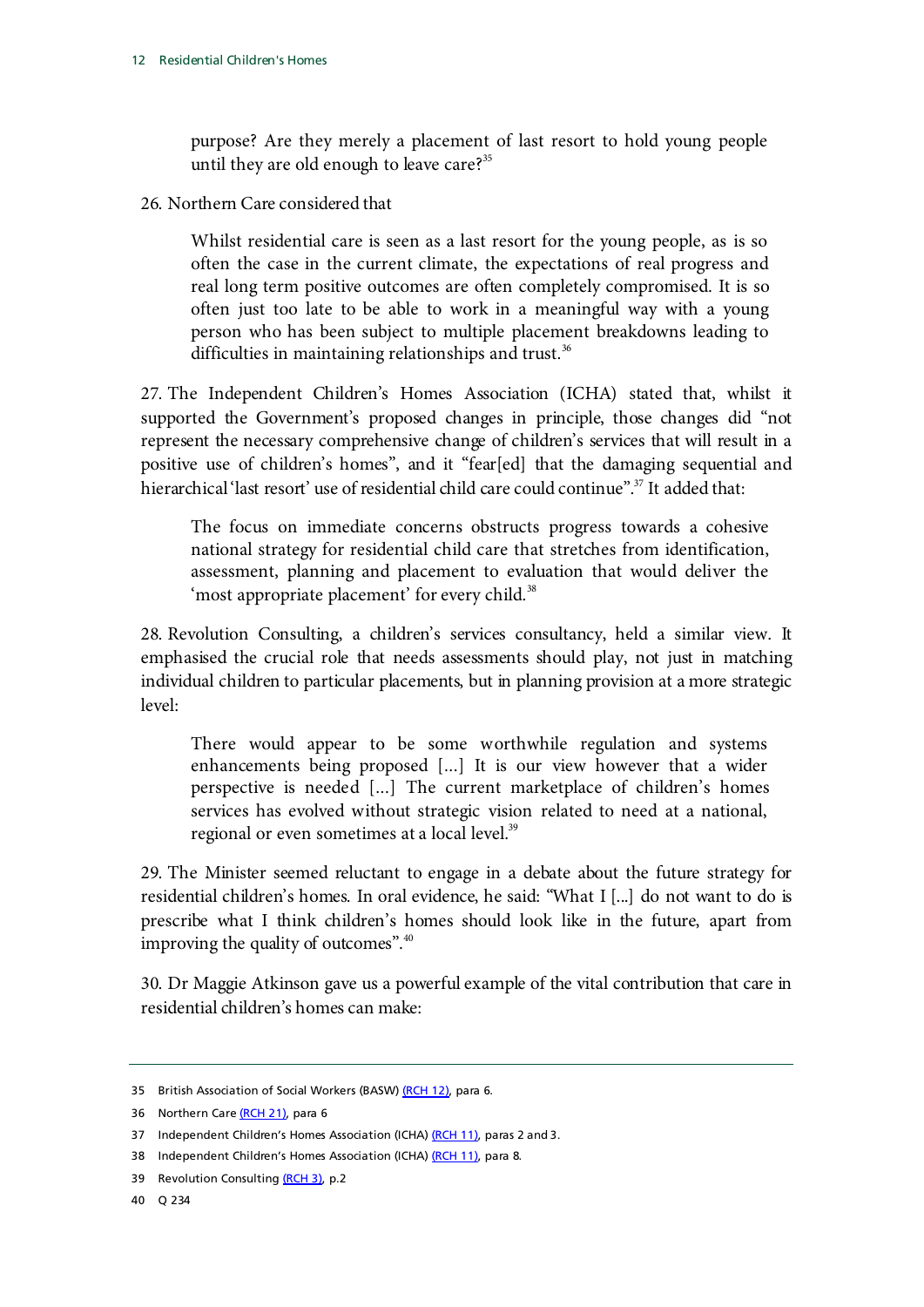> purpose? Are they merely a placement of last resort to hold young people until they are old enough to leave care?[35]

26. Northern Care considered that

> Whilst residential care is seen as a last resort for the young people, as is so often the case in the current climate, the expectations of real progress and real long term positive outcomes are often completely compromised. It is so often just too late to be able to work in a meaningful way with a young person who has been subject to multiple placement breakdowns leading to difficulties in maintaining relationships and trust.[36]

27. The Independent Children's Homes Association (ICHA) stated that, whilst it supported the Government's proposed changes in principle, those changes did "not represent the necessary comprehensive change of children's services that will result in a positive use of children's homes", and it "fear[ed] that the damaging sequential and hierarchical 'last resort' use of residential child care could continue".[37] It added that:

> The focus on immediate concerns obstructs progress towards a cohesive national strategy for residential child care that stretches from identification, assessment, planning and placement to evaluation that would deliver the 'most appropriate placement' for every child.[38]

28. Revolution Consulting, a children's services consultancy, held a similar view. It emphasised the crucial role that needs assessments should play, not just in matching individual children to particular placements, but in planning provision at a more strategic level:

> There would appear to be some worthwhile regulation and systems enhancements being proposed [...] It is our view however that a wider perspective is needed [...] The current marketplace of children's homes services has evolved without strategic vision related to need at a national, regional or even sometimes at a local level.[39]

29. The Minister seemed reluctant to engage in a debate about the future strategy for residential children's homes. In oral evidence, he said: "What I [...] do not want to do is prescribe what I think children's homes should look like in the future, apart from improving the quality of outcomes".[40]

30. Dr Maggie Atkinson gave us a powerful example of the vital contribution that care in residential children's homes can make:

---

35 British Association of Social Workers (BASW) (RCH 12), para 6.

36 Northern Care (RCH 21), para 6

37 Independent Children's Homes Association (ICHA) (RCH 11), paras 2 and 3.

38 Independent Children's Homes Association (ICHA) (RCH 11), para 8.

39 Revolution Consulting (RCH 3), p.2

40 Q 234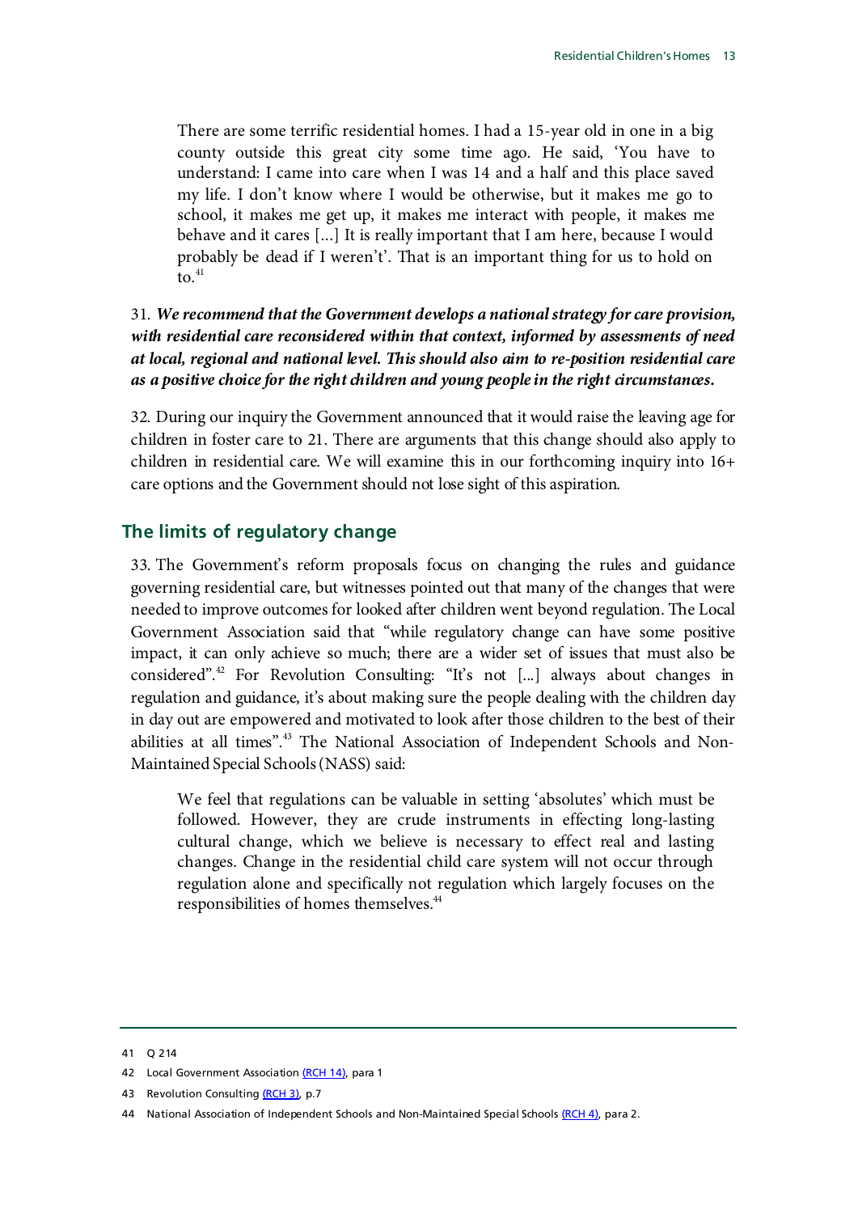> There are some terrific residential homes. I had a 15-year old in one in a big county outside this great city some time ago. He said, 'You have to understand: I came into care when I was 14 and a half and this place saved my life. I don't know where I would be otherwise, but it makes me go to school, it makes me get up, it makes me interact with people, it makes me behave and it cares [...] It is really important that I am here, because I would probably be dead if I weren't'. That is an important thing for us to hold on to.[41]

31. ***We recommend that the Government develops a national strategy for care provision, with residential care reconsidered within that context, informed by assessments of need at local, regional and national level. This should also aim to re-position residential care as a positive choice for the right children and young people in the right circumstances.***

32. During our inquiry the Government announced that it would raise the leaving age for children in foster care to 21. There are arguments that this change should also apply to children in residential care. We will examine this in our forthcoming inquiry into 16+ care options and the Government should not lose sight of this aspiration.

## The limits of regulatory change

33. The Government's reform proposals focus on changing the rules and guidance governing residential care, but witnesses pointed out that many of the changes that were needed to improve outcomes for looked after children went beyond regulation. The Local Government Association said that "while regulatory change can have some positive impact, it can only achieve so much; there are a wider set of issues that must also be considered".[42] For Revolution Consulting: "It's not [...] always about changes in regulation and guidance, it's about making sure the people dealing with the children day in day out are empowered and motivated to look after those children to the best of their abilities at all times".[43] The National Association of Independent Schools and Non-Maintained Special Schools (NASS) said:

> We feel that regulations can be valuable in setting 'absolutes' which must be followed. However, they are crude instruments in effecting long-lasting cultural change, which we believe is necessary to effect real and lasting changes. Change in the residential child care system will not occur through regulation alone and specifically not regulation which largely focuses on the responsibilities of homes themselves.[44]

---

41 Q 214

42 Local Government Association (RCH 14), para 1

43 Revolution Consulting (RCH 3), p.7

44 National Association of Independent Schools and Non-Maintained Special Schools (RCH 4), para 2.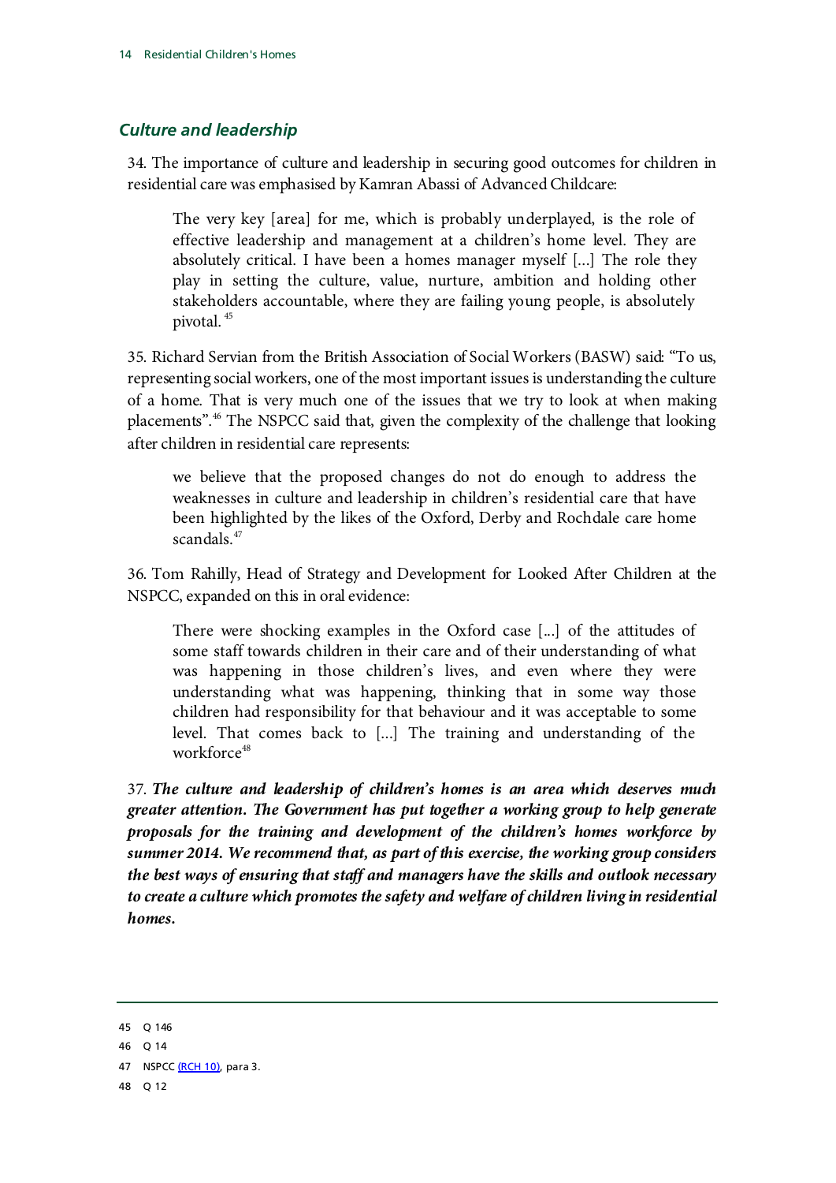### *Culture and leadership*

34. The importance of culture and leadership in securing good outcomes for children in residential care was emphasised by Kamran Abassi of Advanced Childcare:

> The very key [area] for me, which is probably underplayed, is the role of effective leadership and management at a children's home level. They are absolutely critical. I have been a homes manager myself [...] The role they play in setting the culture, value, nurture, ambition and holding other stakeholders accountable, where they are failing young people, is absolutely pivotal.[45]

35. Richard Servian from the British Association of Social Workers (BASW) said: "To us, representing social workers, one of the most important issues is understanding the culture of a home. That is very much one of the issues that we try to look at when making placements".[46] The NSPCC said that, given the complexity of the challenge that looking after children in residential care represents:

> we believe that the proposed changes do not do enough to address the weaknesses in culture and leadership in children's residential care that have been highlighted by the likes of the Oxford, Derby and Rochdale care home scandals.[47]

36. Tom Rahilly, Head of Strategy and Development for Looked After Children at the NSPCC, expanded on this in oral evidence:

> There were shocking examples in the Oxford case [...] of the attitudes of some staff towards children in their care and of their understanding of what was happening in those children's lives, and even where they were understanding what was happening, thinking that in some way those children had responsibility for that behaviour and it was acceptable to some level. That comes back to [...] The training and understanding of the workforce[48]

37. ***The culture and leadership of children's homes is an area which deserves much greater attention. The Government has put together a working group to help generate proposals for the training and development of the children's homes workforce by summer 2014. We recommend that, as part of this exercise, the working group considers the best ways of ensuring that staff and managers have the skills and outlook necessary to create a culture which promotes the safety and welfare of children living in residential homes.***

---

45 Q 146

46 Q 14

47 NSPCC (RCH 10), para 3.

48 Q 12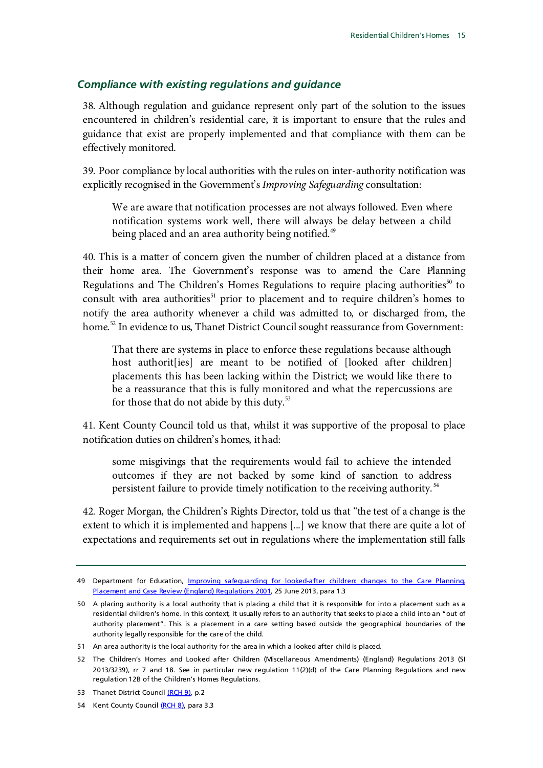### *Compliance with existing regulations and guidance*

38. Although regulation and guidance represent only part of the solution to the issues encountered in children's residential care, it is important to ensure that the rules and guidance that exist are properly implemented and that compliance with them can be effectively monitored.

39. Poor compliance by local authorities with the rules on inter-authority notification was explicitly recognised in the Government's *Improving Safeguarding* consultation:

> We are aware that notification processes are not always followed. Even where notification systems work well, there will always be delay between a child being placed and an area authority being notified.[49]

40. This is a matter of concern given the number of children placed at a distance from their home area. The Government's response was to amend the Care Planning Regulations and The Children's Homes Regulations to require placing authorities[50] to consult with area authorities[51] prior to placement and to require children's homes to notify the area authority whenever a child was admitted to, or discharged from, the home.[52] In evidence to us, Thanet District Council sought reassurance from Government:

> That there are systems in place to enforce these regulations because although host authorit[ies] are meant to be notified of [looked after children] placements this has been lacking within the District; we would like there to be a reassurance that this is fully monitored and what the repercussions are for those that do not abide by this duty.[53]

41. Kent County Council told us that, whilst it was supportive of the proposal to place notification duties on children's homes, it had:

> some misgivings that the requirements would fail to achieve the intended outcomes if they are not backed by some kind of sanction to address persistent failure to provide timely notification to the receiving authority.[54]

42. Roger Morgan, the Children's Rights Director, told us that "the test of a change is the extent to which it is implemented and happens [...] we know that there are quite a lot of expectations and requirements set out in regulations where the implementation still falls

---

49 Department for Education, Improving safeguarding for looked-after children: changes to the Care Planning, Placement and Case Review (England) Regulations 2001, 25 June 2013, para 1.3

50 A placing authority is a local authority that is placing a child that it is responsible for into a placement such as a residential children's home. In this context, it usually refers to an authority that seeks to place a child into an "out of authority placement". This is a placement in a care setting based outside the geographical boundaries of the authority legally responsible for the care of the child.

51 An area authority is the local authority for the area in which a looked after child is placed.

52 The Children's Homes and Looked after Children (Miscellaneous Amendments) (England) Regulations 2013 (SI 2013/3239), rr 7 and 18. See in particular new regulation 11(2)(d) of the Care Planning Regulations and new regulation 12B of the Children's Homes Regulations.

53 Thanet District Council (RCH 9), p.2

54 Kent County Council (RCH 8), para 3.3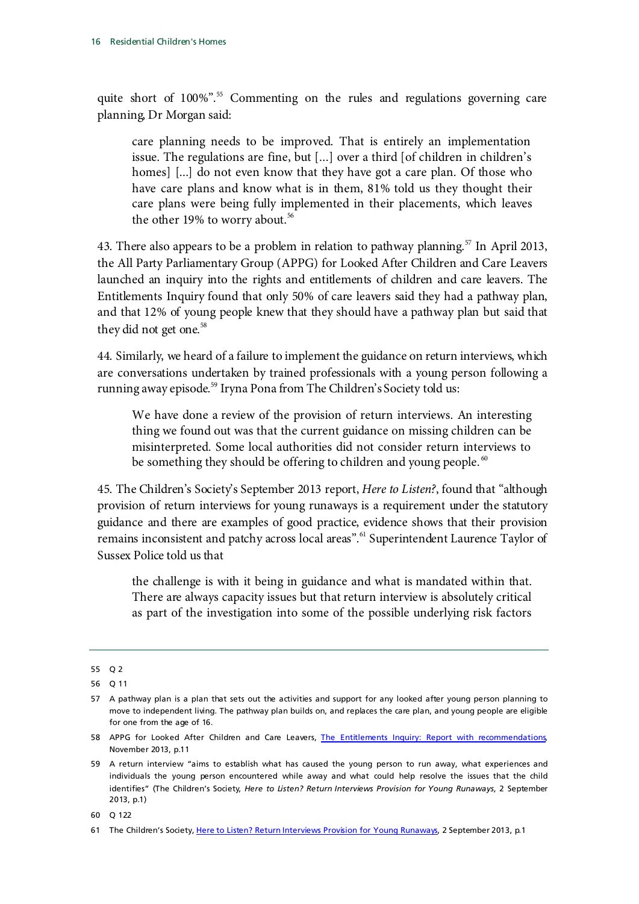quite short of 100%".[55] Commenting on the rules and regulations governing care planning, Dr Morgan said:

> care planning needs to be improved. That is entirely an implementation issue. The regulations are fine, but [...] over a third [of children in children's homes] [...] do not even know that they have got a care plan. Of those who have care plans and know what is in them, 81% told us they thought their care plans were being fully implemented in their placements, which leaves the other 19% to worry about.[56]

43. There also appears to be a problem in relation to pathway planning.[57] In April 2013, the All Party Parliamentary Group (APPG) for Looked After Children and Care Leavers launched an inquiry into the rights and entitlements of children and care leavers. The Entitlements Inquiry found that only 50% of care leavers said they had a pathway plan, and that 12% of young people knew that they should have a pathway plan but said that they did not get one.[58]

44. Similarly, we heard of a failure to implement the guidance on return interviews, which are conversations undertaken by trained professionals with a young person following a running away episode.[59] Iryna Pona from The Children's Society told us:

> We have done a review of the provision of return interviews. An interesting thing we found out was that the current guidance on missing children can be misinterpreted. Some local authorities did not consider return interviews to be something they should be offering to children and young people.[60]

45. The Children's Society's September 2013 report, *Here to Listen?*, found that "although provision of return interviews for young runaways is a requirement under the statutory guidance and there are examples of good practice, evidence shows that their provision remains inconsistent and patchy across local areas".[61] Superintendent Laurence Taylor of Sussex Police told us that

> the challenge is with it being in guidance and what is mandated within that. There are always capacity issues but that return interview is absolutely critical as part of the investigation into some of the possible underlying risk factors

---

55 Q 2

56 Q 11

57 A pathway plan is a plan that sets out the activities and support for any looked after young person planning to move to independent living. The pathway plan builds on, and replaces the care plan, and young people are eligible for one from the age of 16.

58 APPG for Looked After Children and Care Leavers, The Entitlements Inquiry: Report with recommendations, November 2013, p.11

59 A return interview "aims to establish what has caused the young person to run away, what experiences and individuals the young person encountered while away and what could help resolve the issues that the child identifies" (The Children's Society, *Here to Listen? Return Interviews Provision for Young Runaways*, 2 September 2013, p.1)

60 Q 122

61 The Children's Society, Here to Listen? Return Interviews Provision for Young Runaways, 2 September 2013, p.1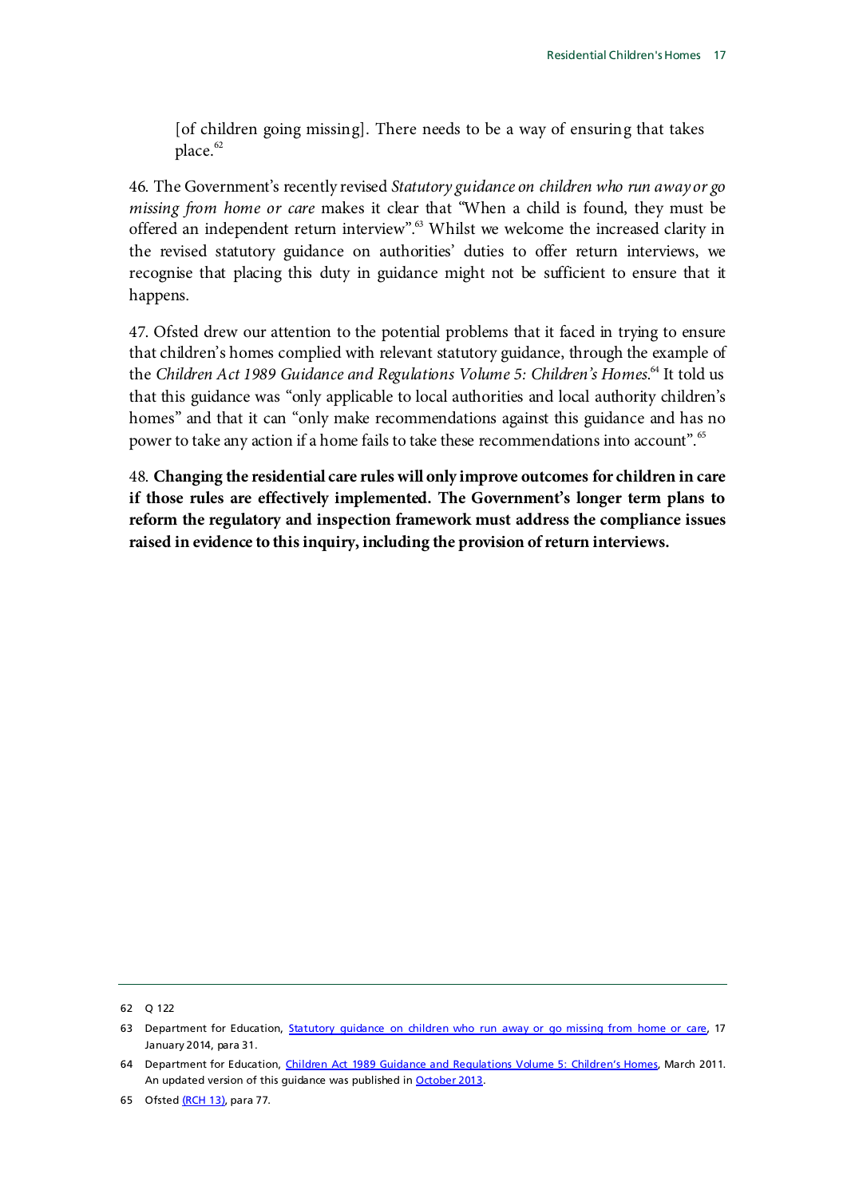> [of children going missing]. There needs to be a way of ensuring that takes place.[62]

46. The Government's recently revised *Statutory guidance on children who run away or go missing from home or care* makes it clear that "When a child is found, they must be offered an independent return interview".[63] Whilst we welcome the increased clarity in the revised statutory guidance on authorities' duties to offer return interviews, we recognise that placing this duty in guidance might not be sufficient to ensure that it happens.

47. Ofsted drew our attention to the potential problems that it faced in trying to ensure that children's homes complied with relevant statutory guidance, through the example of the *Children Act 1989 Guidance and Regulations Volume 5: Children's Homes*.[64] It told us that this guidance was "only applicable to local authorities and local authority children's homes" and that it can "only make recommendations against this guidance and has no power to take any action if a home fails to take these recommendations into account".[65]

48. **Changing the residential care rules will only improve outcomes for children in care if those rules are effectively implemented. The Government's longer term plans to reform the regulatory and inspection framework must address the compliance issues raised in evidence to this inquiry, including the provision of return interviews.**

---

62 Q 122

63 Department for Education, Statutory guidance on children who run away or go missing from home or care, 17 January 2014, para 31.

64 Department for Education, Children Act 1989 Guidance and Regulations Volume 5: Children's Homes, March 2011. An updated version of this guidance was published in October 2013.

65 Ofsted (RCH 13), para 77.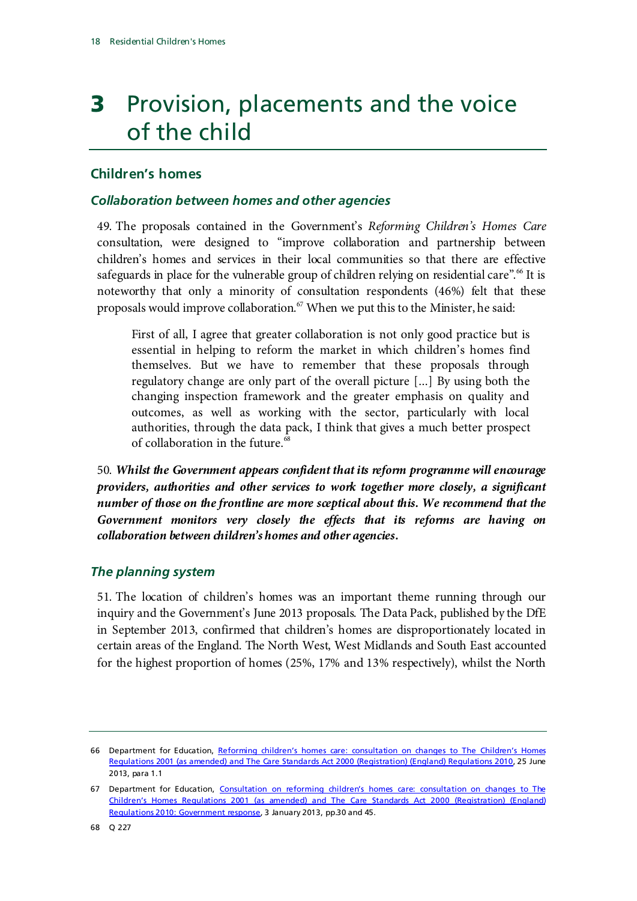# 3 Provision, placements and the voice of the child

## Children's homes

### *Collaboration between homes and other agencies*

49. The proposals contained in the Government's *Reforming Children's Homes Care* consultation, were designed to "improve collaboration and partnership between children's homes and services in their local communities so that there are effective safeguards in place for the vulnerable group of children relying on residential care".[66] It is noteworthy that only a minority of consultation respondents (46%) felt that these proposals would improve collaboration.[67] When we put this to the Minister, he said:

> First of all, I agree that greater collaboration is not only good practice but is essential in helping to reform the market in which children's homes find themselves. But we have to remember that these proposals through regulatory change are only part of the overall picture [...] By using both the changing inspection framework and the greater emphasis on quality and outcomes, as well as working with the sector, particularly with local authorities, through the data pack, I think that gives a much better prospect of collaboration in the future.[68]

50. ***Whilst the Government appears confident that its reform programme will encourage providers, authorities and other services to work together more closely, a significant number of those on the frontline are more sceptical about this. We recommend that the Government monitors very closely the effects that its reforms are having on collaboration between children's homes and other agencies.***

### *The planning system*

51. The location of children's homes was an important theme running through our inquiry and the Government's June 2013 proposals. The Data Pack, published by the DfE in September 2013, confirmed that children's homes are disproportionately located in certain areas of the England. The North West, West Midlands and South East accounted for the highest proportion of homes (25%, 17% and 13% respectively), whilst the North

---

66 Department for Education, Reforming children's homes care: consultation on changes to The Children's Homes Regulations 2001 (as amended) and The Care Standards Act 2000 (Registration) (England) Regulations 2010, 25 June 2013, para 1.1

67 Department for Education, Consultation on reforming children's homes care: consultation on changes to The Children's Homes Regulations 2001 (as amended) and The Care Standards Act 2000 (Registration) (England) Regulations 2010: Government response, 3 January 2013, pp.30 and 45.

68 Q 227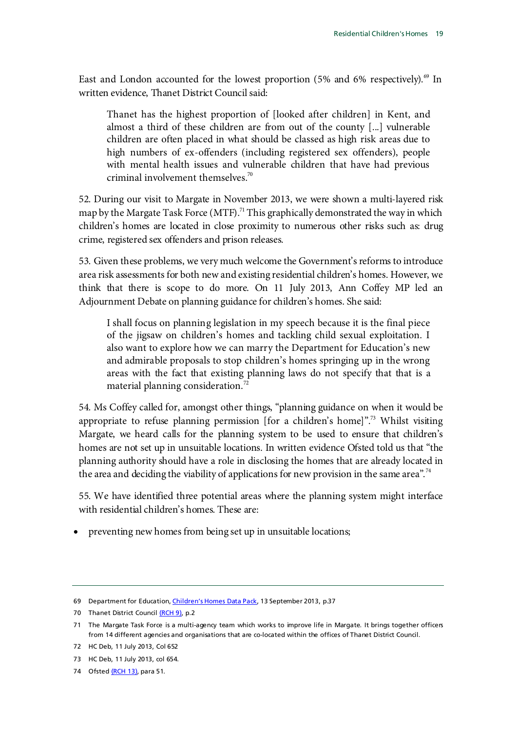East and London accounted for the lowest proportion (5% and 6% respectively).[69] In written evidence, Thanet District Council said:

> Thanet has the highest proportion of [looked after children] in Kent, and almost a third of these children are from out of the county [...] vulnerable children are often placed in what should be classed as high risk areas due to high numbers of ex-offenders (including registered sex offenders), people with mental health issues and vulnerable children that have had previous criminal involvement themselves.[70]

52. During our visit to Margate in November 2013, we were shown a multi-layered risk map by the Margate Task Force (MTF).[71] This graphically demonstrated the way in which children's homes are located in close proximity to numerous other risks such as: drug crime, registered sex offenders and prison releases.

53. Given these problems, we very much welcome the Government's reforms to introduce area risk assessments for both new and existing residential children's homes. However, we think that there is scope to do more. On 11 July 2013, Ann Coffey MP led an Adjournment Debate on planning guidance for children's homes. She said:

> I shall focus on planning legislation in my speech because it is the final piece of the jigsaw on children's homes and tackling child sexual exploitation. I also want to explore how we can marry the Department for Education's new and admirable proposals to stop children's homes springing up in the wrong areas with the fact that existing planning laws do not specify that that is a material planning consideration.[72]

54. Ms Coffey called for, amongst other things, "planning guidance on when it would be appropriate to refuse planning permission [for a children's home]".[73] Whilst visiting Margate, we heard calls for the planning system to be used to ensure that children's homes are not set up in unsuitable locations. In written evidence Ofsted told us that "the planning authority should have a role in disclosing the homes that are already located in the area and deciding the viability of applications for new provision in the same area".[74]

55. We have identified three potential areas where the planning system might interface with residential children's homes. These are:

- preventing new homes from being set up in unsuitable locations;

---

69 Department for Education, Children's Homes Data Pack, 13 September 2013, p.37

70 Thanet District Council (RCH 9), p.2

71 The Margate Task Force is a multi-agency team which works to improve life in Margate. It brings together officers from 14 different agencies and organisations that are co-located within the offices of Thanet District Council.

72 HC Deb, 11 July 2013, Col 652

73 HC Deb, 11 July 2013, col 654.

74 Ofsted (RCH 13), para 51.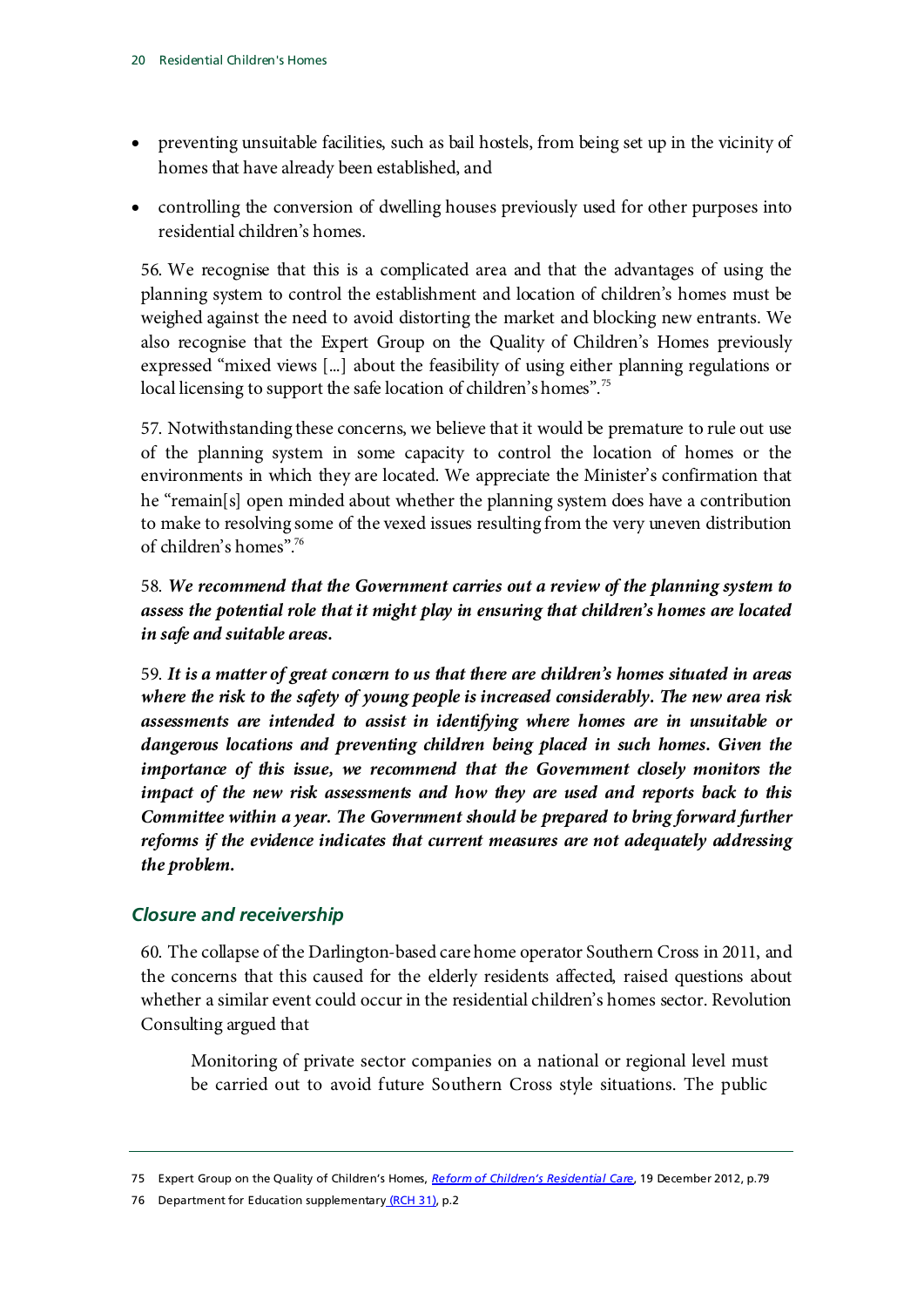- preventing unsuitable facilities, such as bail hostels, from being set up in the vicinity of homes that have already been established, and
- controlling the conversion of dwelling houses previously used for other purposes into residential children's homes.

56. We recognise that this is a complicated area and that the advantages of using the planning system to control the establishment and location of children's homes must be weighed against the need to avoid distorting the market and blocking new entrants. We also recognise that the Expert Group on the Quality of Children's Homes previously expressed "mixed views [...] about the feasibility of using either planning regulations or local licensing to support the safe location of children's homes".[75]

57. Notwithstanding these concerns, we believe that it would be premature to rule out use of the planning system in some capacity to control the location of homes or the environments in which they are located. We appreciate the Minister's confirmation that he "remain[s] open minded about whether the planning system does have a contribution to make to resolving some of the vexed issues resulting from the very uneven distribution of children's homes".[76]

58. ***We recommend that the Government carries out a review of the planning system to assess the potential role that it might play in ensuring that children's homes are located in safe and suitable areas.***

59. ***It is a matter of great concern to us that there are children's homes situated in areas where the risk to the safety of young people is increased considerably. The new area risk assessments are intended to assist in identifying where homes are in unsuitable or dangerous locations and preventing children being placed in such homes. Given the importance of this issue, we recommend that the Government closely monitors the impact of the new risk assessments and how they are used and reports back to this Committee within a year. The Government should be prepared to bring forward further reforms if the evidence indicates that current measures are not adequately addressing the problem.***

### *Closure and receivership*

60. The collapse of the Darlington-based care home operator Southern Cross in 2011, and the concerns that this caused for the elderly residents affected, raised questions about whether a similar event could occur in the residential children's homes sector. Revolution Consulting argued that

> Monitoring of private sector companies on a national or regional level must be carried out to avoid future Southern Cross style situations. The public

---

75 Expert Group on the Quality of Children's Homes, *Reform of Children's Residential Care*, 19 December 2012, p.79

76 Department for Education supplementary (RCH 31), p.2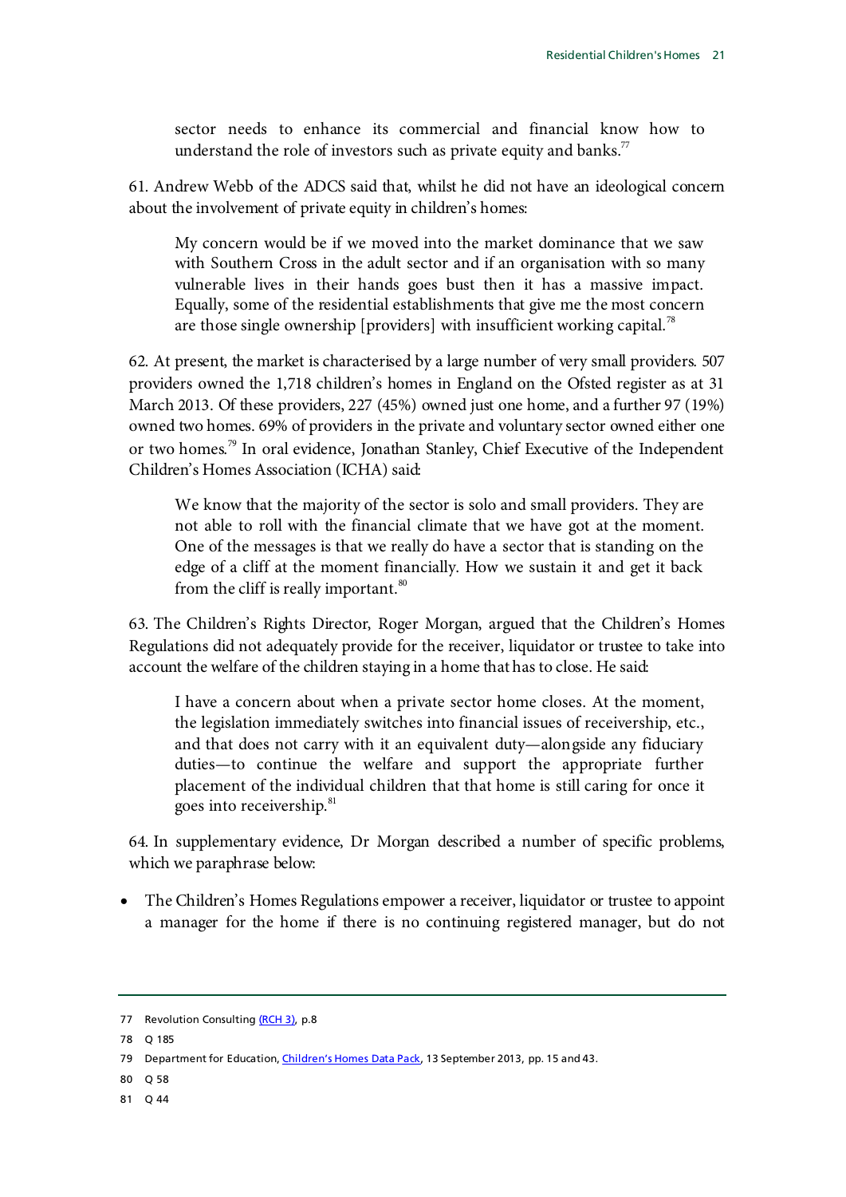> sector needs to enhance its commercial and financial know how to understand the role of investors such as private equity and banks.[77]

61. Andrew Webb of the ADCS said that, whilst he did not have an ideological concern about the involvement of private equity in children's homes:

> My concern would be if we moved into the market dominance that we saw with Southern Cross in the adult sector and if an organisation with so many vulnerable lives in their hands goes bust then it has a massive impact. Equally, some of the residential establishments that give me the most concern are those single ownership [providers] with insufficient working capital.[78]

62. At present, the market is characterised by a large number of very small providers. 507 providers owned the 1,718 children's homes in England on the Ofsted register as at 31 March 2013. Of these providers, 227 (45%) owned just one home, and a further 97 (19%) owned two homes. 69% of providers in the private and voluntary sector owned either one or two homes.[79] In oral evidence, Jonathan Stanley, Chief Executive of the Independent Children's Homes Association (ICHA) said:

> We know that the majority of the sector is solo and small providers. They are not able to roll with the financial climate that we have got at the moment. One of the messages is that we really do have a sector that is standing on the edge of a cliff at the moment financially. How we sustain it and get it back from the cliff is really important.[80]

63. The Children's Rights Director, Roger Morgan, argued that the Children's Homes Regulations did not adequately provide for the receiver, liquidator or trustee to take into account the welfare of the children staying in a home that has to close. He said:

> I have a concern about when a private sector home closes. At the moment, the legislation immediately switches into financial issues of receivership, etc., and that does not carry with it an equivalent duty—alongside any fiduciary duties—to continue the welfare and support the appropriate further placement of the individual children that that home is still caring for once it goes into receivership.[81]

64. In supplementary evidence, Dr Morgan described a number of specific problems, which we paraphrase below:

- The Children's Homes Regulations empower a receiver, liquidator or trustee to appoint a manager for the home if there is no continuing registered manager, but do not

---

77 Revolution Consulting (RCH 3), p.8

78 Q 185

79 Department for Education, Children's Homes Data Pack, 13 September 2013, pp. 15 and 43.

80 Q 58

81 Q 44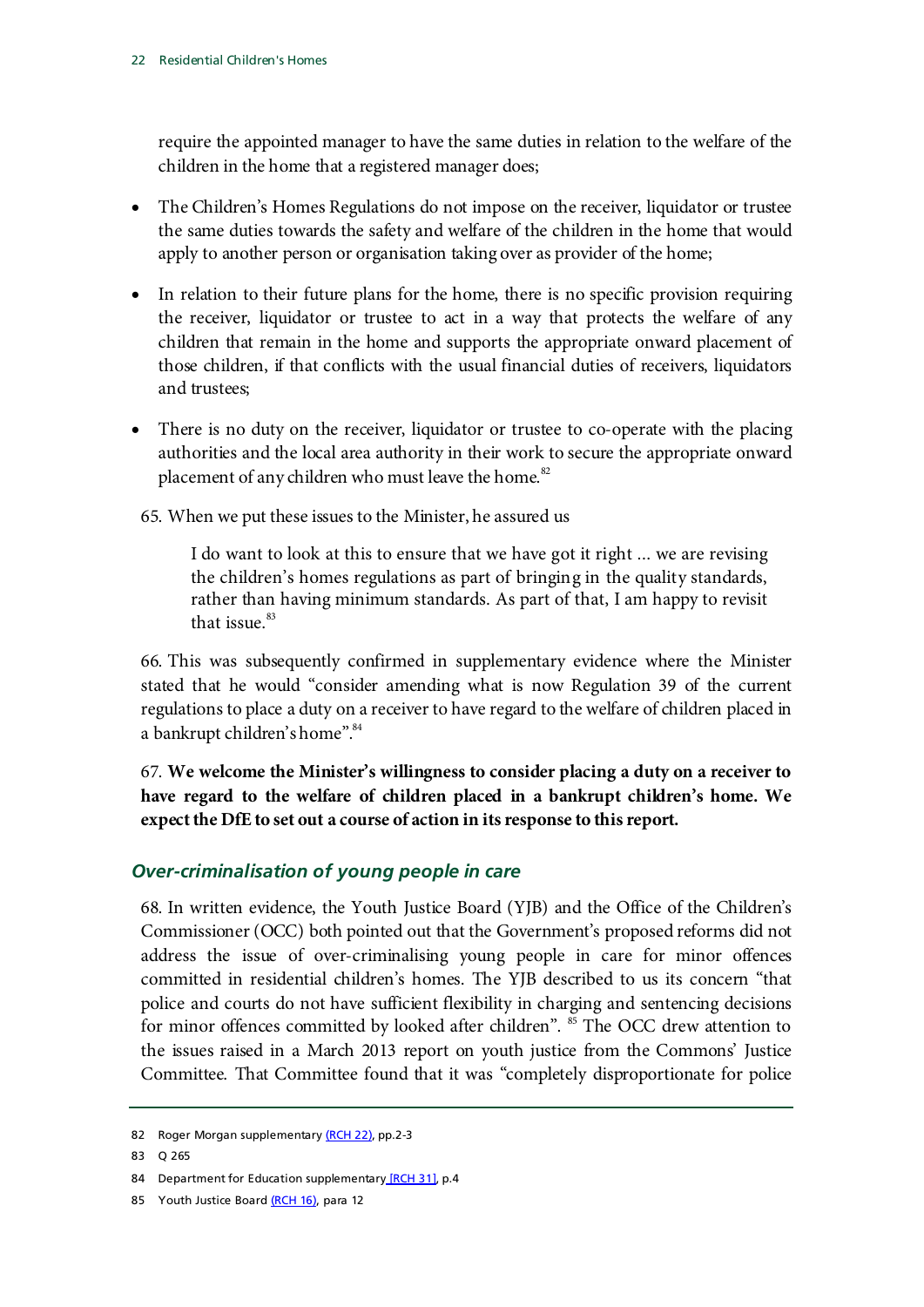require the appointed manager to have the same duties in relation to the welfare of the children in the home that a registered manager does;

- The Children's Homes Regulations do not impose on the receiver, liquidator or trustee the same duties towards the safety and welfare of the children in the home that would apply to another person or organisation taking over as provider of the home;
- In relation to their future plans for the home, there is no specific provision requiring the receiver, liquidator or trustee to act in a way that protects the welfare of any children that remain in the home and supports the appropriate onward placement of those children, if that conflicts with the usual financial duties of receivers, liquidators and trustees;
- There is no duty on the receiver, liquidator or trustee to co-operate with the placing authorities and the local area authority in their work to secure the appropriate onward placement of any children who must leave the home.[82]

65. When we put these issues to the Minister, he assured us

> I do want to look at this to ensure that we have got it right ... we are revising the children's homes regulations as part of bringing in the quality standards, rather than having minimum standards. As part of that, I am happy to revisit that issue.[83]

66. This was subsequently confirmed in supplementary evidence where the Minister stated that he would "consider amending what is now Regulation 39 of the current regulations to place a duty on a receiver to have regard to the welfare of children placed in a bankrupt children's home".[84]

67. **We welcome the Minister's willingness to consider placing a duty on a receiver to have regard to the welfare of children placed in a bankrupt children's home. We expect the DfE to set out a course of action in its response to this report.**

### *Over-criminalisation of young people in care*

68. In written evidence, the Youth Justice Board (YJB) and the Office of the Children's Commissioner (OCC) both pointed out that the Government's proposed reforms did not address the issue of over-criminalising young people in care for minor offences committed in residential children's homes. The YJB described to us its concern "that police and courts do not have sufficient flexibility in charging and sentencing decisions for minor offences committed by looked after children". [85] The OCC drew attention to the issues raised in a March 2013 report on youth justice from the Commons' Justice Committee. That Committee found that it was "completely disproportionate for police

---

82 Roger Morgan supplementary (RCH 22), pp.2-3

83 Q 265

84 Department for Education supplementary [RCH 31], p.4

85 Youth Justice Board (RCH 16), para 12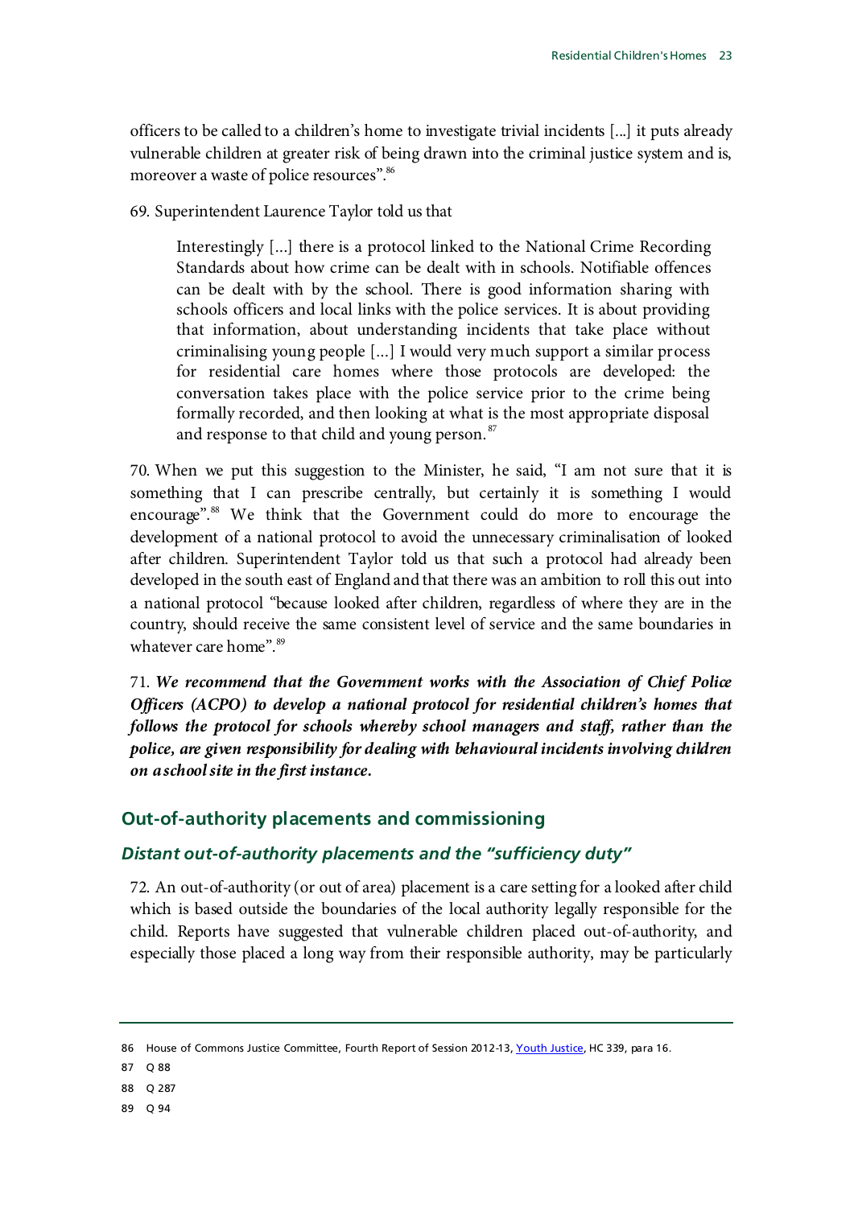officers to be called to a children's home to investigate trivial incidents [...] it puts already vulnerable children at greater risk of being drawn into the criminal justice system and is, moreover a waste of police resources".[86]

69. Superintendent Laurence Taylor told us that

> Interestingly [...] there is a protocol linked to the National Crime Recording Standards about how crime can be dealt with in schools. Notifiable offences can be dealt with by the school. There is good information sharing with schools officers and local links with the police services. It is about providing that information, about understanding incidents that take place without criminalising young people [...] I would very much support a similar process for residential care homes where those protocols are developed: the conversation takes place with the police service prior to the crime being formally recorded, and then looking at what is the most appropriate disposal and response to that child and young person.[87]

70. When we put this suggestion to the Minister, he said, "I am not sure that it is something that I can prescribe centrally, but certainly it is something I would encourage".[88] We think that the Government could do more to encourage the development of a national protocol to avoid the unnecessary criminalisation of looked after children. Superintendent Taylor told us that such a protocol had already been developed in the south east of England and that there was an ambition to roll this out into a national protocol "because looked after children, regardless of where they are in the country, should receive the same consistent level of service and the same boundaries in whatever care home".[89]

71. ***We recommend that the Government works with the Association of Chief Police Officers (ACPO) to develop a national protocol for residential children's homes that follows the protocol for schools whereby school managers and staff, rather than the police, are given responsibility for dealing with behavioural incidents involving children on a school site in the first instance.***

## Out-of-authority placements and commissioning

### *Distant out-of-authority placements and the "sufficiency duty"*

72. An out-of-authority (or out of area) placement is a care setting for a looked after child which is based outside the boundaries of the local authority legally responsible for the child. Reports have suggested that vulnerable children placed out-of-authority, and especially those placed a long way from their responsible authority, may be particularly

---

86 House of Commons Justice Committee, Fourth Report of Session 2012-13, Youth Justice, HC 339, para 16.

87 Q 88

88 Q 287

89 Q 94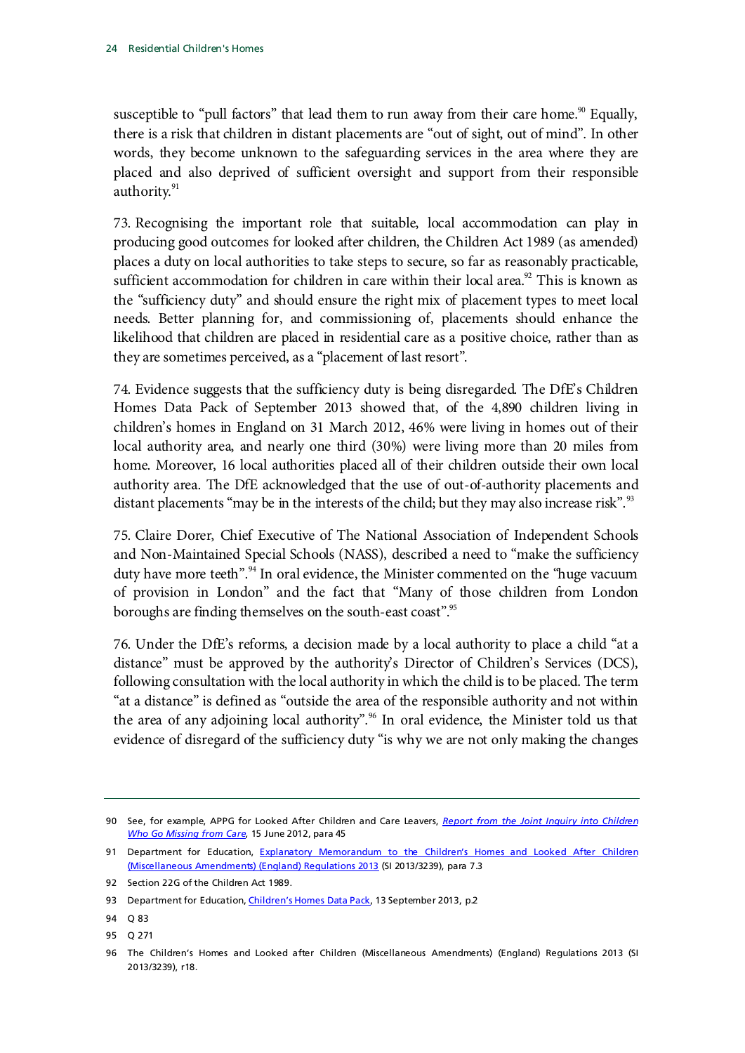susceptible to "pull factors" that lead them to run away from their care home.[90] Equally, there is a risk that children in distant placements are "out of sight, out of mind". In other words, they become unknown to the safeguarding services in the area where they are placed and also deprived of sufficient oversight and support from their responsible authority.[91]

73. Recognising the important role that suitable, local accommodation can play in producing good outcomes for looked after children, the Children Act 1989 (as amended) places a duty on local authorities to take steps to secure, so far as reasonably practicable, sufficient accommodation for children in care within their local area.[92] This is known as the "sufficiency duty" and should ensure the right mix of placement types to meet local needs. Better planning for, and commissioning of, placements should enhance the likelihood that children are placed in residential care as a positive choice, rather than as they are sometimes perceived, as a "placement of last resort".

74. Evidence suggests that the sufficiency duty is being disregarded. The DfE's Children Homes Data Pack of September 2013 showed that, of the 4,890 children living in children's homes in England on 31 March 2012, 46% were living in homes out of their local authority area, and nearly one third (30%) were living more than 20 miles from home. Moreover, 16 local authorities placed all of their children outside their own local authority area. The DfE acknowledged that the use of out-of-authority placements and distant placements "may be in the interests of the child; but they may also increase risk".[93]

75. Claire Dorer, Chief Executive of The National Association of Independent Schools and Non-Maintained Special Schools (NASS), described a need to "make the sufficiency duty have more teeth".[94] In oral evidence, the Minister commented on the "huge vacuum of provision in London" and the fact that "Many of those children from London boroughs are finding themselves on the south-east coast".[95]

76. Under the DfE's reforms, a decision made by a local authority to place a child "at a distance" must be approved by the authority's Director of Children's Services (DCS), following consultation with the local authority in which the child is to be placed. The term "at a distance" is defined as "outside the area of the responsible authority and not within the area of any adjoining local authority".[96] In oral evidence, the Minister told us that evidence of disregard of the sufficiency duty "is why we are not only making the changes

---

90 See, for example, APPG for Looked After Children and Care Leavers, *Report from the Joint Inquiry into Children Who Go Missing from Care*, 15 June 2012, para 45

91 Department for Education, Explanatory Memorandum to the Children's Homes and Looked After Children (Miscellaneous Amendments) (England) Regulations 2013 (SI 2013/3239), para 7.3

92 Section 22G of the Children Act 1989.

93 Department for Education, Children's Homes Data Pack, 13 September 2013, p.2

94 Q 83

95 Q 271

96 The Children's Homes and Looked after Children (Miscellaneous Amendments) (England) Regulations 2013 (SI 2013/3239), r18.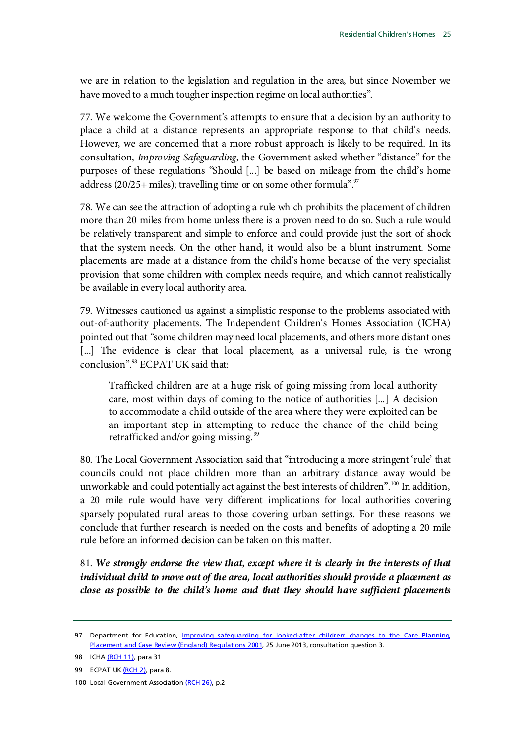we are in relation to the legislation and regulation in the area, but since November we have moved to a much tougher inspection regime on local authorities".

77. We welcome the Government's attempts to ensure that a decision by an authority to place a child at a distance represents an appropriate response to that child's needs. However, we are concerned that a more robust approach is likely to be required. In its consultation, *Improving Safeguarding*, the Government asked whether "distance" for the purposes of these regulations "Should [...] be based on mileage from the child's home address (20/25+ miles); travelling time or on some other formula".[97]

78. We can see the attraction of adopting a rule which prohibits the placement of children more than 20 miles from home unless there is a proven need to do so. Such a rule would be relatively transparent and simple to enforce and could provide just the sort of shock that the system needs. On the other hand, it would also be a blunt instrument. Some placements are made at a distance from the child's home because of the very specialist provision that some children with complex needs require, and which cannot realistically be available in every local authority area.

79. Witnesses cautioned us against a simplistic response to the problems associated with out-of-authority placements. The Independent Children's Homes Association (ICHA) pointed out that "some children may need local placements, and others more distant ones [...] The evidence is clear that local placement, as a universal rule, is the wrong conclusion".[98] ECPAT UK said that:

> Trafficked children are at a huge risk of going missing from local authority care, most within days of coming to the notice of authorities [...] A decision to accommodate a child outside of the area where they were exploited can be an important step in attempting to reduce the chance of the child being retrafficked and/or going missing.[99]

80. The Local Government Association said that "introducing a more stringent 'rule' that councils could not place children more than an arbitrary distance away would be unworkable and could potentially act against the best interests of children".[100] In addition, a 20 mile rule would have very different implications for local authorities covering sparsely populated rural areas to those covering urban settings. For these reasons we conclude that further research is needed on the costs and benefits of adopting a 20 mile rule before an informed decision can be taken on this matter.

81. ***We strongly endorse the view that, except where it is clearly in the interests of that individual child to move out of the area, local authorities should provide a placement as close as possible to the child's home and that they should have sufficient placements***

---

97 Department for Education, Improving safeguarding for looked-after children: changes to the Care Planning, Placement and Case Review (England) Regulations 2001, 25 June 2013, consultation question 3.

98 ICHA (RCH 11), para 31

99 ECPAT UK (RCH 2), para 8.

100 Local Government Association (RCH 26), p.2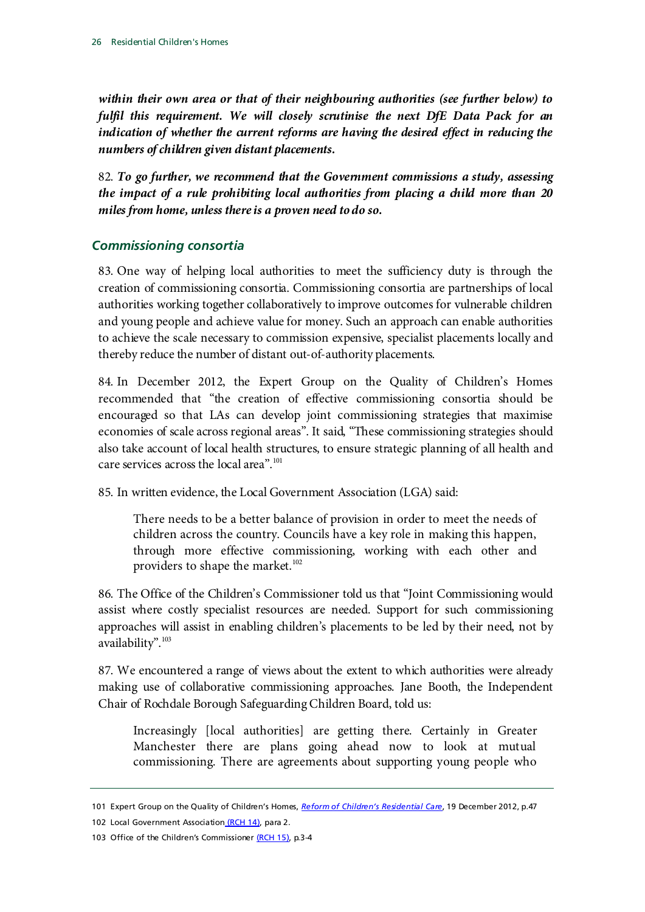***within their own area or that of their neighbouring authorities (see further below) to fulfil this requirement. We will closely scrutinise the next DfE Data Pack for an indication of whether the current reforms are having the desired effect in reducing the numbers of children given distant placements.***

82. ***To go further, we recommend that the Government commissions a study, assessing the impact of a rule prohibiting local authorities from placing a child more than 20 miles from home, unless there is a proven need to do so.***

### *Commissioning consortia*

83. One way of helping local authorities to meet the sufficiency duty is through the creation of commissioning consortia. Commissioning consortia are partnerships of local authorities working together collaboratively to improve outcomes for vulnerable children and young people and achieve value for money. Such an approach can enable authorities to achieve the scale necessary to commission expensive, specialist placements locally and thereby reduce the number of distant out-of-authority placements.

84. In December 2012, the Expert Group on the Quality of Children's Homes recommended that "the creation of effective commissioning consortia should be encouraged so that LAs can develop joint commissioning strategies that maximise economies of scale across regional areas". It said, "These commissioning strategies should also take account of local health structures, to ensure strategic planning of all health and care services across the local area".[101]

85. In written evidence, the Local Government Association (LGA) said:

> There needs to be a better balance of provision in order to meet the needs of children across the country. Councils have a key role in making this happen, through more effective commissioning, working with each other and providers to shape the market.[102]

86. The Office of the Children's Commissioner told us that "Joint Commissioning would assist where costly specialist resources are needed. Support for such commissioning approaches will assist in enabling children's placements to be led by their need, not by availability".[103]

87. We encountered a range of views about the extent to which authorities were already making use of collaborative commissioning approaches. Jane Booth, the Independent Chair of Rochdale Borough Safeguarding Children Board, told us:

> Increasingly [local authorities] are getting there. Certainly in Greater Manchester there are plans going ahead now to look at mutual commissioning. There are agreements about supporting young people who

---

101 Expert Group on the Quality of Children's Homes, *Reform of Children's Residential Care*, 19 December 2012, p.47

102 Local Government Association (RCH 14), para 2.

103 Office of the Children's Commissioner (RCH 15), p.3-4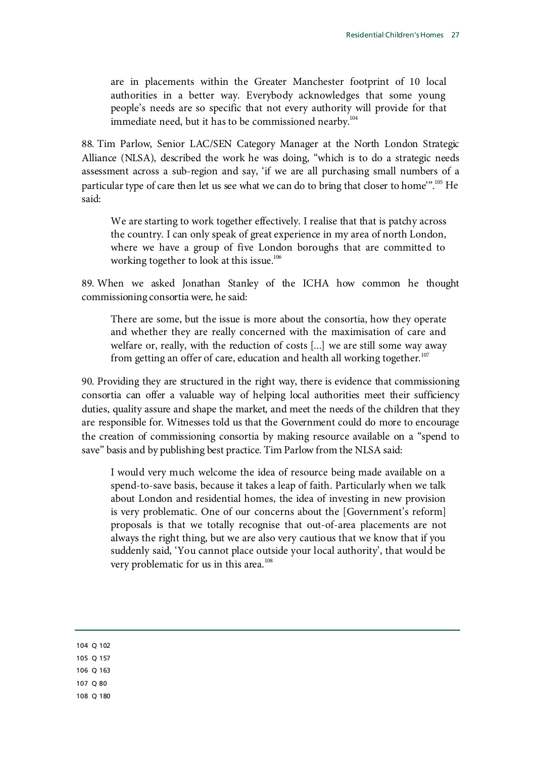> are in placements within the Greater Manchester footprint of 10 local authorities in a better way. Everybody acknowledges that some young people's needs are so specific that not every authority will provide for that immediate need, but it has to be commissioned nearby.[104]

88. Tim Parlow, Senior LAC/SEN Category Manager at the North London Strategic Alliance (NLSA), described the work he was doing, "which is to do a strategic needs assessment across a sub-region and say, 'if we are all purchasing small numbers of a particular type of care then let us see what we can do to bring that closer to home'".[105] He said:

> We are starting to work together effectively. I realise that that is patchy across the country. I can only speak of great experience in my area of north London, where we have a group of five London boroughs that are committed to working together to look at this issue.[106]

89. When we asked Jonathan Stanley of the ICHA how common he thought commissioning consortia were, he said:

> There are some, but the issue is more about the consortia, how they operate and whether they are really concerned with the maximisation of care and welfare or, really, with the reduction of costs [...] we are still some way away from getting an offer of care, education and health all working together.[107]

90. Providing they are structured in the right way, there is evidence that commissioning consortia can offer a valuable way of helping local authorities meet their sufficiency duties, quality assure and shape the market, and meet the needs of the children that they are responsible for. Witnesses told us that the Government could do more to encourage the creation of commissioning consortia by making resource available on a "spend to save" basis and by publishing best practice. Tim Parlow from the NLSA said:

> I would very much welcome the idea of resource being made available on a spend-to-save basis, because it takes a leap of faith. Particularly when we talk about London and residential homes, the idea of investing in new provision is very problematic. One of our concerns about the [Government's reform] proposals is that we totally recognise that out-of-area placements are not always the right thing, but we are also very cautious that we know that if you suddenly said, 'You cannot place outside your local authority', that would be very problematic for us in this area.[108]

104 Q 102

105 Q 157

106 Q 163

107 Q 80

108 Q 180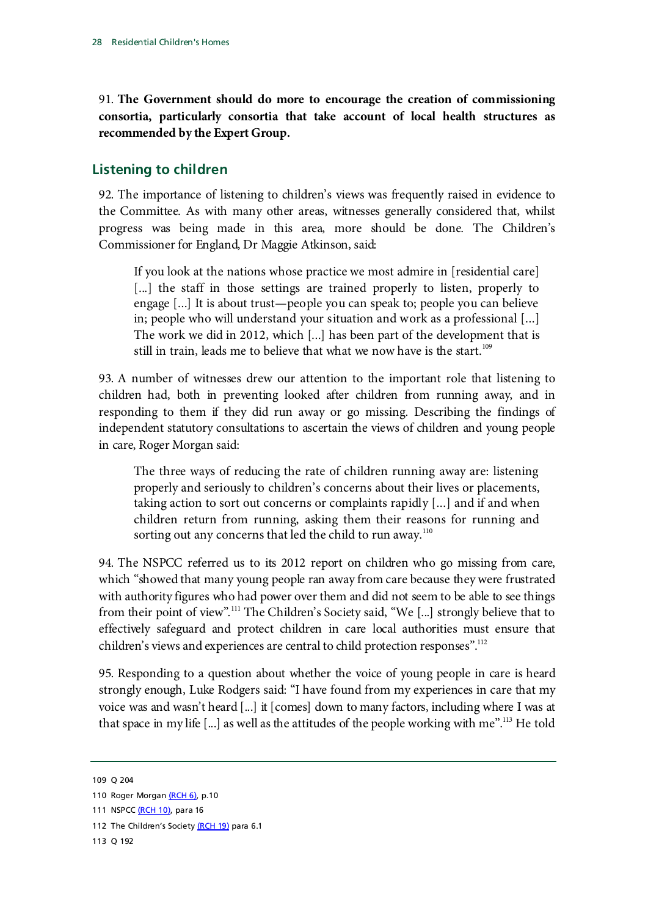91. **The Government should do more to encourage the creation of commissioning consortia, particularly consortia that take account of local health structures as recommended by the Expert Group.**

## Listening to children

92. The importance of listening to children's views was frequently raised in evidence to the Committee. As with many other areas, witnesses generally considered that, whilst progress was being made in this area, more should be done. The Children's Commissioner for England, Dr Maggie Atkinson, said:

> If you look at the nations whose practice we most admire in [residential care] [...] the staff in those settings are trained properly to listen, properly to engage [...] It is about trust—people you can speak to; people you can believe in; people who will understand your situation and work as a professional [...] The work we did in 2012, which [...] has been part of the development that is still in train, leads me to believe that what we now have is the start.[109]

93. A number of witnesses drew our attention to the important role that listening to children had, both in preventing looked after children from running away, and in responding to them if they did run away or go missing. Describing the findings of independent statutory consultations to ascertain the views of children and young people in care, Roger Morgan said:

> The three ways of reducing the rate of children running away are: listening properly and seriously to children's concerns about their lives or placements, taking action to sort out concerns or complaints rapidly [...] and if and when children return from running, asking them their reasons for running and sorting out any concerns that led the child to run away.[110]

94. The NSPCC referred us to its 2012 report on children who go missing from care, which "showed that many young people ran away from care because they were frustrated with authority figures who had power over them and did not seem to be able to see things from their point of view".[111] The Children's Society said, "We [...] strongly believe that to effectively safeguard and protect children in care local authorities must ensure that children's views and experiences are central to child protection responses".[112]

95. Responding to a question about whether the voice of young people in care is heard strongly enough, Luke Rodgers said: "I have found from my experiences in care that my voice was and wasn't heard [...] it [comes] down to many factors, including where I was at that space in my life [...] as well as the attitudes of the people working with me".[113] He told

---

109 Q 204

110 Roger Morgan (RCH 6), p.10

111 NSPCC (RCH 10), para 16

112 The Children's Society (RCH 19) para 6.1

113 Q 192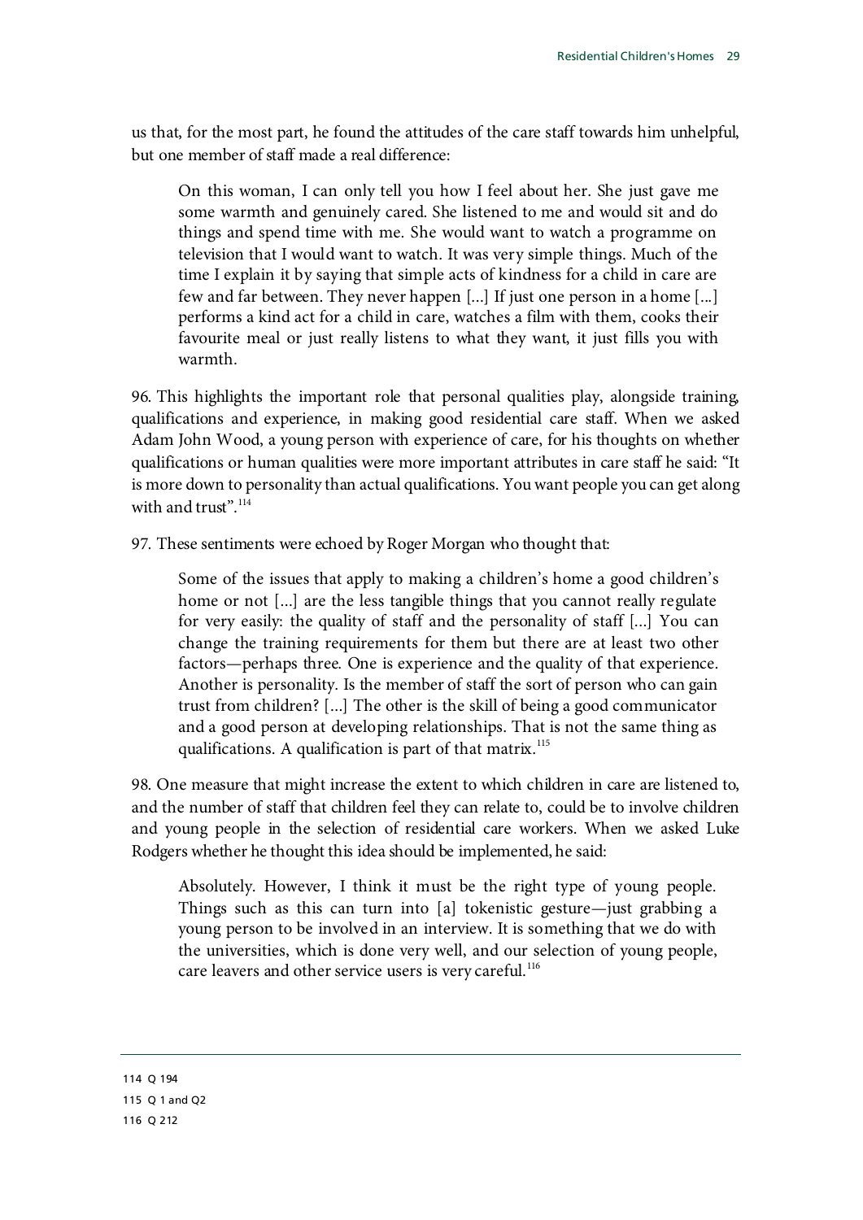us that, for the most part, he found the attitudes of the care staff towards him unhelpful, but one member of staff made a real difference:

> On this woman, I can only tell you how I feel about her. She just gave me some warmth and genuinely cared. She listened to me and would sit and do things and spend time with me. She would want to watch a programme on television that I would want to watch. It was very simple things. Much of the time I explain it by saying that simple acts of kindness for a child in care are few and far between. They never happen [...] If just one person in a home [...] performs a kind act for a child in care, watches a film with them, cooks their favourite meal or just really listens to what they want, it just fills you with warmth.

96. This highlights the important role that personal qualities play, alongside training, qualifications and experience, in making good residential care staff. When we asked Adam John Wood, a young person with experience of care, for his thoughts on whether qualifications or human qualities were more important attributes in care staff he said: "It is more down to personality than actual qualifications. You want people you can get along with and trust".[114]

97. These sentiments were echoed by Roger Morgan who thought that:

> Some of the issues that apply to making a children's home a good children's home or not [...] are the less tangible things that you cannot really regulate for very easily: the quality of staff and the personality of staff [...] You can change the training requirements for them but there are at least two other factors—perhaps three. One is experience and the quality of that experience. Another is personality. Is the member of staff the sort of person who can gain trust from children? [...] The other is the skill of being a good communicator and a good person at developing relationships. That is not the same thing as qualifications. A qualification is part of that matrix.[115]

98. One measure that might increase the extent to which children in care are listened to, and the number of staff that children feel they can relate to, could be to involve children and young people in the selection of residential care workers. When we asked Luke Rodgers whether he thought this idea should be implemented, he said:

> Absolutely. However, I think it must be the right type of young people. Things such as this can turn into [a] tokenistic gesture—just grabbing a young person to be involved in an interview. It is something that we do with the universities, which is done very well, and our selection of young people, care leavers and other service users is very careful.[116]

---

114 Q 194

115 Q 1 and Q2

116 Q 212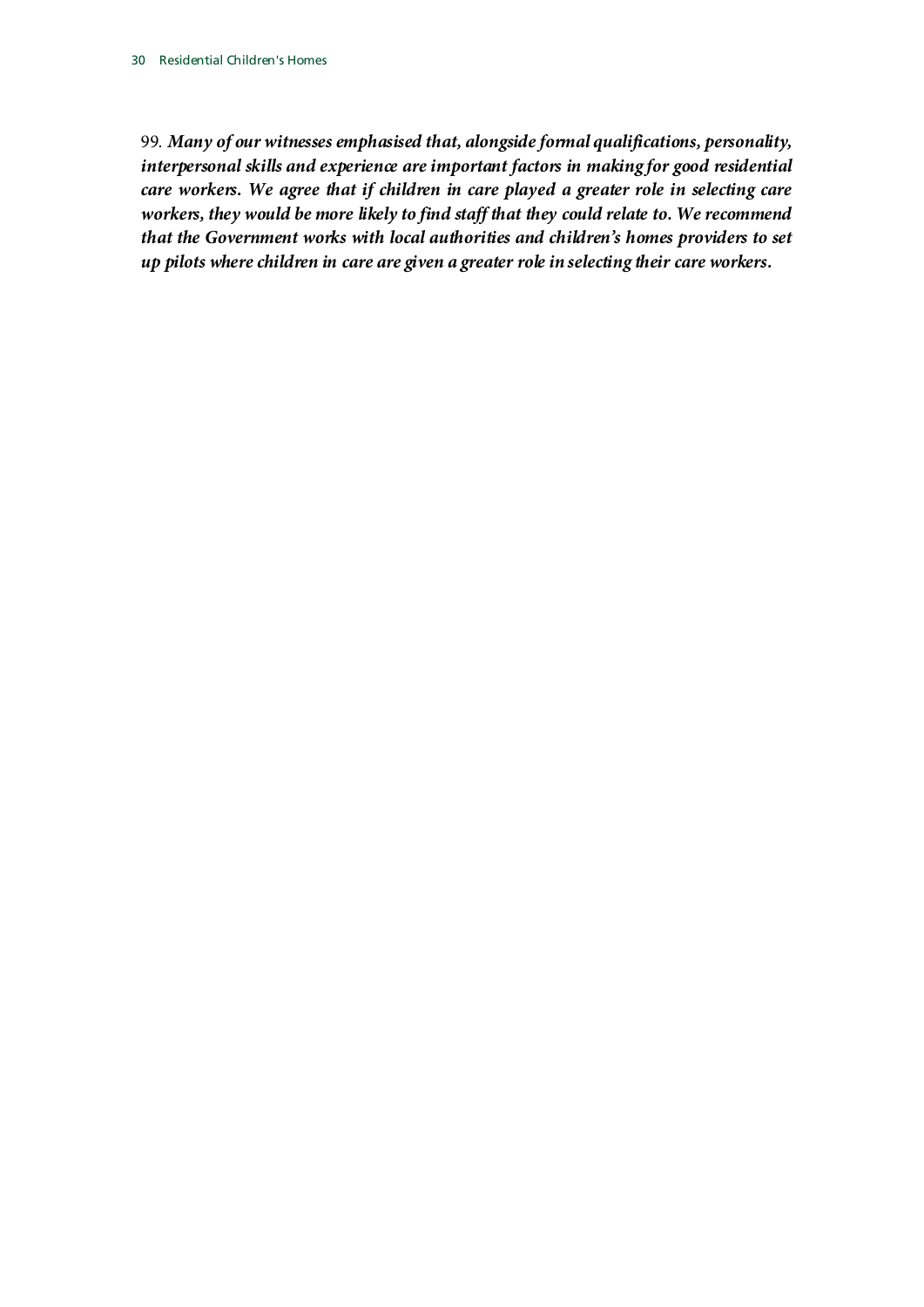99. ***Many of our witnesses emphasised that, alongside formal qualifications, personality, interpersonal skills and experience are important factors in making for good residential care workers. We agree that if children in care played a greater role in selecting care workers, they would be more likely to find staff that they could relate to. We recommend that the Government works with local authorities and children's homes providers to set up pilots where children in care are given a greater role in selecting their care workers.***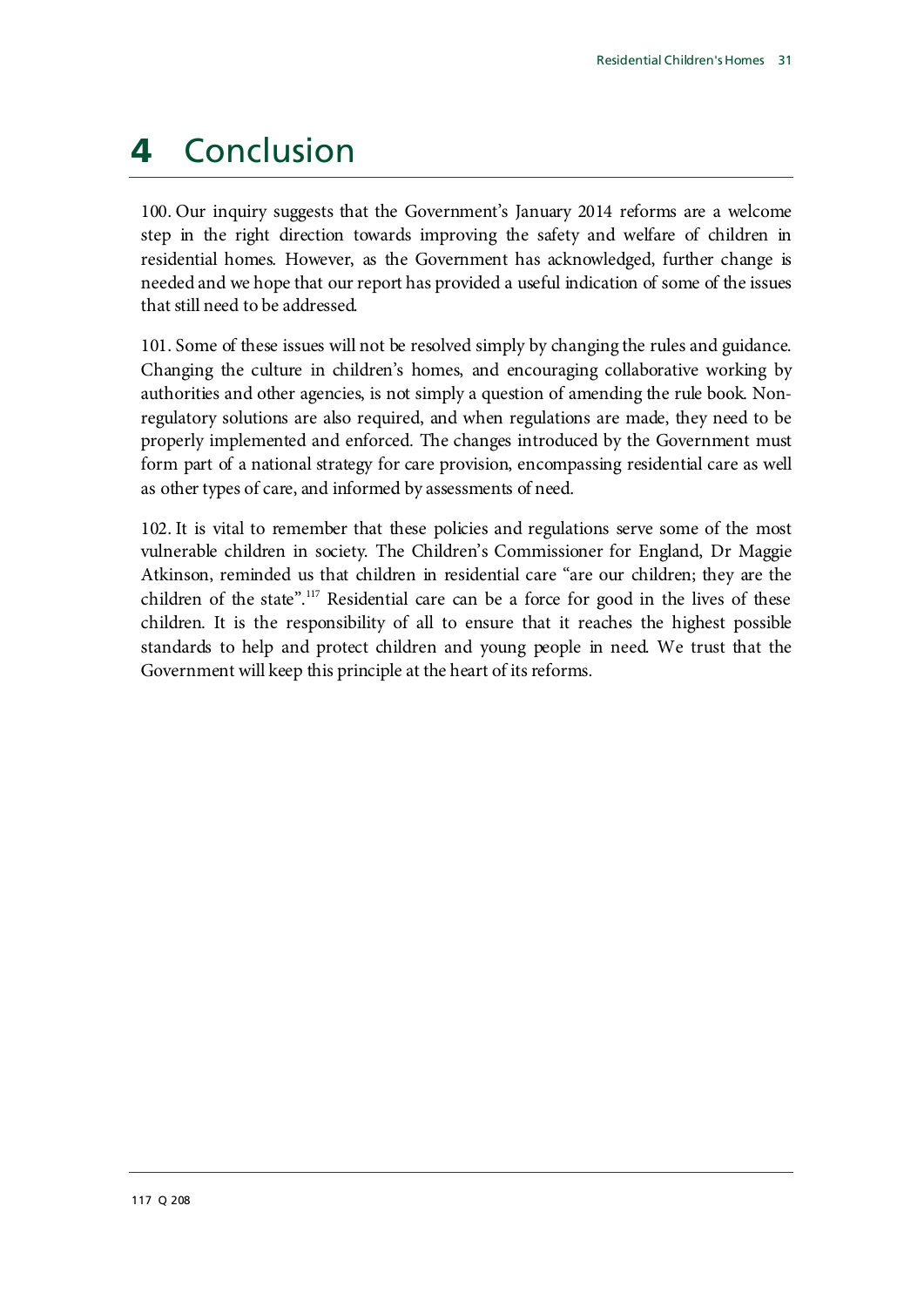# 4 Conclusion

100. Our inquiry suggests that the Government's January 2014 reforms are a welcome step in the right direction towards improving the safety and welfare of children in residential homes. However, as the Government has acknowledged, further change is needed and we hope that our report has provided a useful indication of some of the issues that still need to be addressed.

101. Some of these issues will not be resolved simply by changing the rules and guidance. Changing the culture in children's homes, and encouraging collaborative working by authorities and other agencies, is not simply a question of amending the rule book. Non-regulatory solutions are also required, and when regulations are made, they need to be properly implemented and enforced. The changes introduced by the Government must form part of a national strategy for care provision, encompassing residential care as well as other types of care, and informed by assessments of need.

102. It is vital to remember that these policies and regulations serve some of the most vulnerable children in society. The Children's Commissioner for England, Dr Maggie Atkinson, reminded us that children in residential care "are our children; they are the children of the state".[117] Residential care can be a force for good in the lives of these children. It is the responsibility of all to ensure that it reaches the highest possible standards to help and protect children and young people in need. We trust that the Government will keep this principle at the heart of its reforms.

117 Q 208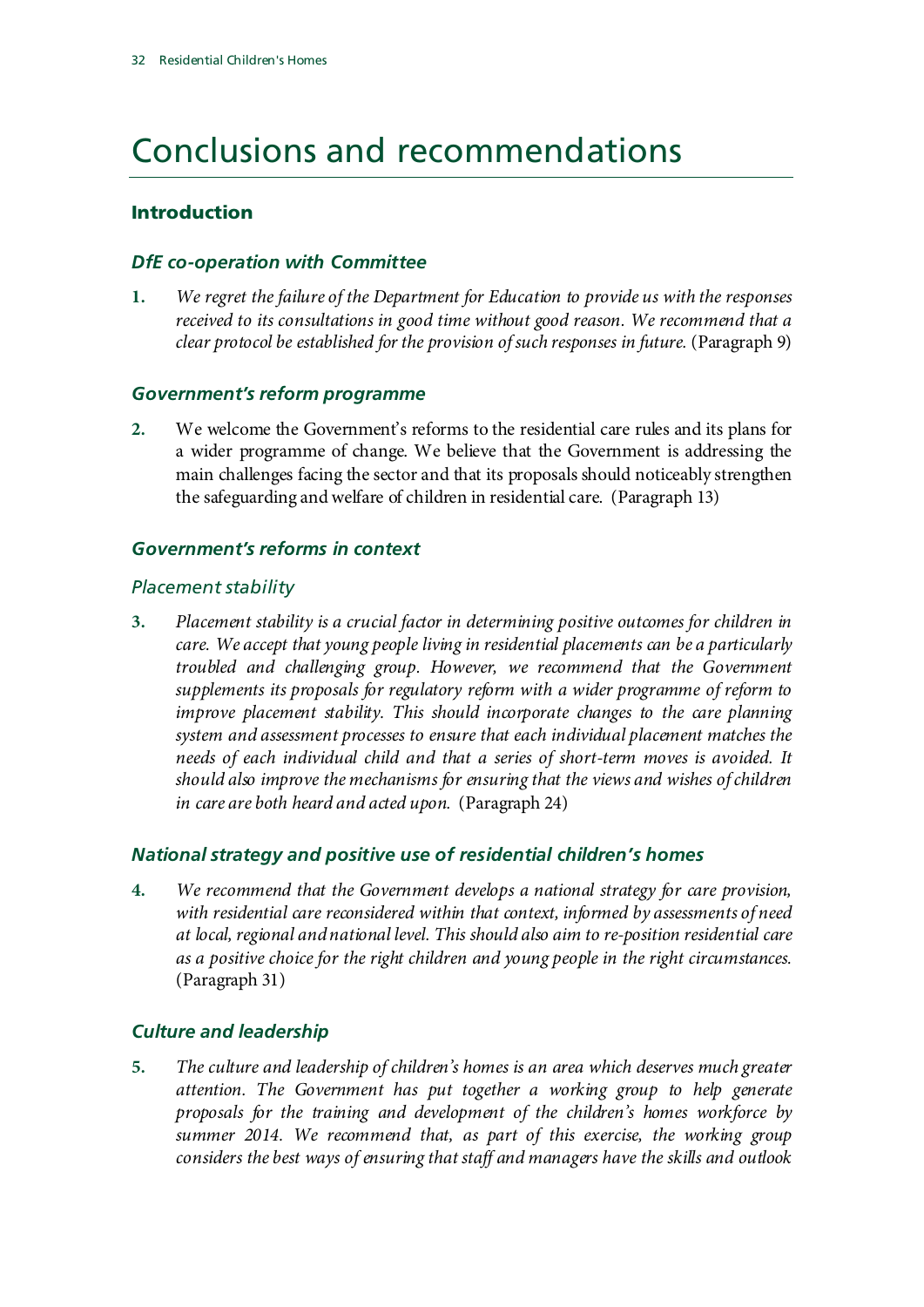# Conclusions and recommendations

## Introduction

### *DfE co-operation with Committee*

**1.** *We regret the failure of the Department for Education to provide us with the responses received to its consultations in good time without good reason. We recommend that a clear protocol be established for the provision of such responses in future.* (Paragraph 9)

### *Government's reform programme*

**2.** We welcome the Government's reforms to the residential care rules and its plans for a wider programme of change. We believe that the Government is addressing the main challenges facing the sector and that its proposals should noticeably strengthen the safeguarding and welfare of children in residential care. (Paragraph 13)

### *Government's reforms in context*

#### *Placement stability*

**3.** *Placement stability is a crucial factor in determining positive outcomes for children in care. We accept that young people living in residential placements can be a particularly troubled and challenging group. However, we recommend that the Government supplements its proposals for regulatory reform with a wider programme of reform to improve placement stability. This should incorporate changes to the care planning system and assessment processes to ensure that each individual placement matches the needs of each individual child and that a series of short-term moves is avoided. It should also improve the mechanisms for ensuring that the views and wishes of children in care are both heard and acted upon.* (Paragraph 24)

### *National strategy and positive use of residential children's homes*

**4.** *We recommend that the Government develops a national strategy for care provision, with residential care reconsidered within that context, informed by assessments of need at local, regional and national level. This should also aim to re-position residential care as a positive choice for the right children and young people in the right circumstances.* (Paragraph 31)

### *Culture and leadership*

**5.** *The culture and leadership of children's homes is an area which deserves much greater attention. The Government has put together a working group to help generate proposals for the training and development of the children's homes workforce by summer 2014. We recommend that, as part of this exercise, the working group considers the best ways of ensuring that staff and managers have the skills and outlook*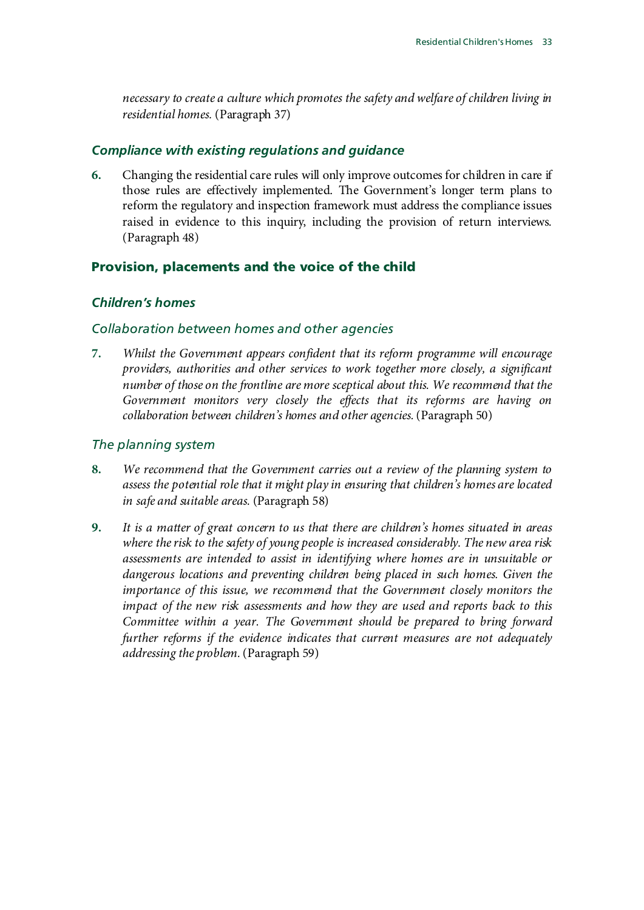*necessary to create a culture which promotes the safety and welfare of children living in residential homes.* (Paragraph 37)

### *Compliance with existing regulations and guidance*

6. Changing the residential care rules will only improve outcomes for children in care if those rules are effectively implemented. The Government's longer term plans to reform the regulatory and inspection framework must address the compliance issues raised in evidence to this inquiry, including the provision of return interviews. (Paragraph 48)

## Provision, placements and the voice of the child

### *Children's homes*

#### *Collaboration between homes and other agencies*

7. *Whilst the Government appears confident that its reform programme will encourage providers, authorities and other services to work together more closely, a significant number of those on the frontline are more sceptical about this. We recommend that the Government monitors very closely the effects that its reforms are having on collaboration between children's homes and other agencies.* (Paragraph 50)

#### *The planning system*

8. *We recommend that the Government carries out a review of the planning system to assess the potential role that it might play in ensuring that children's homes are located in safe and suitable areas.* (Paragraph 58)

9. *It is a matter of great concern to us that there are children's homes situated in areas where the risk to the safety of young people is increased considerably. The new area risk assessments are intended to assist in identifying where homes are in unsuitable or dangerous locations and preventing children being placed in such homes. Given the importance of this issue, we recommend that the Government closely monitors the impact of the new risk assessments and how they are used and reports back to this Committee within a year. The Government should be prepared to bring forward further reforms if the evidence indicates that current measures are not adequately addressing the problem.* (Paragraph 59)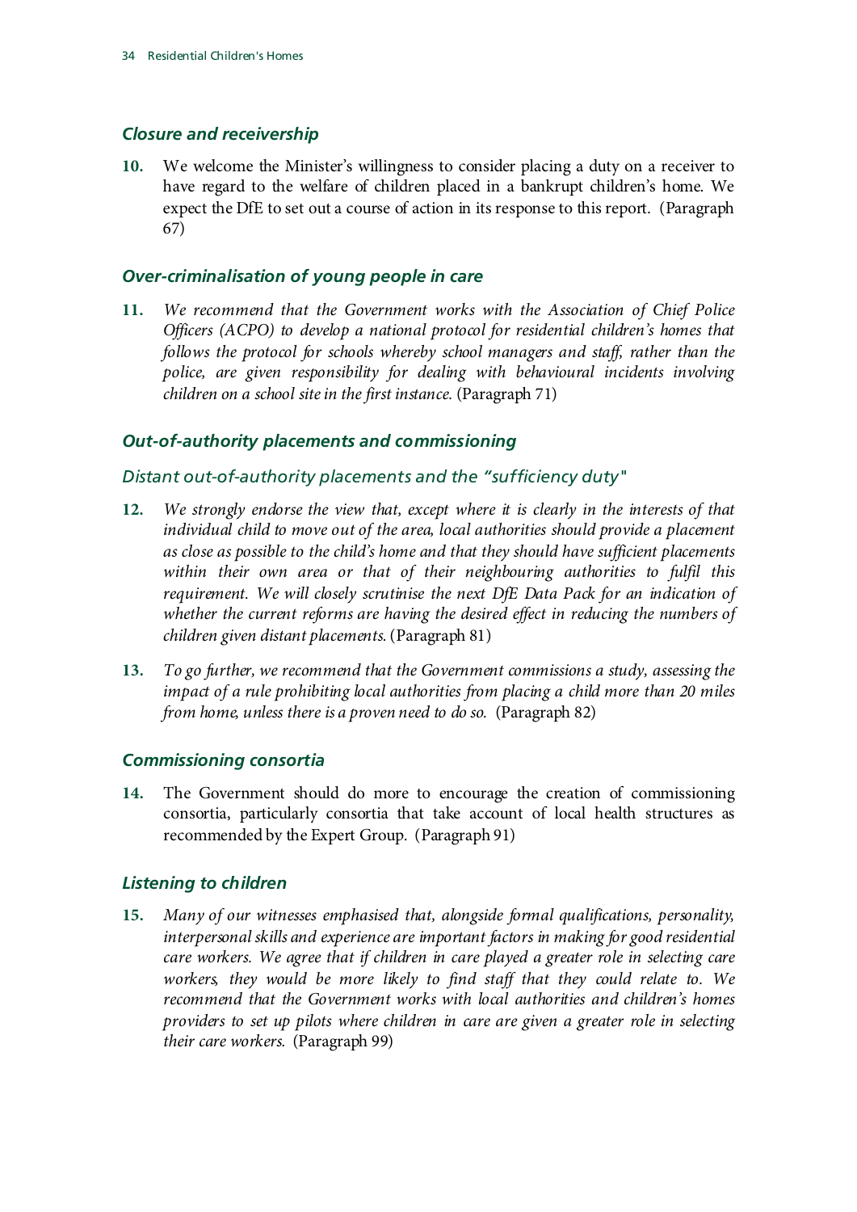### *Closure and receivership*

**10.** We welcome the Minister's willingness to consider placing a duty on a receiver to have regard to the welfare of children placed in a bankrupt children's home. We expect the DfE to set out a course of action in its response to this report. (Paragraph 67)

### *Over-criminalisation of young people in care*

**11.** *We recommend that the Government works with the Association of Chief Police Officers (ACPO) to develop a national protocol for residential children's homes that follows the protocol for schools whereby school managers and staff, rather than the police, are given responsibility for dealing with behavioural incidents involving children on a school site in the first instance.* (Paragraph 71)

### *Out-of-authority placements and commissioning*

#### *Distant out-of-authority placements and the "sufficiency duty"*

**12.** *We strongly endorse the view that, except where it is clearly in the interests of that individual child to move out of the area, local authorities should provide a placement as close as possible to the child's home and that they should have sufficient placements within their own area or that of their neighbouring authorities to fulfil this requirement. We will closely scrutinise the next DfE Data Pack for an indication of whether the current reforms are having the desired effect in reducing the numbers of children given distant placements.* (Paragraph 81)

**13.** *To go further, we recommend that the Government commissions a study, assessing the impact of a rule prohibiting local authorities from placing a child more than 20 miles from home, unless there is a proven need to do so.* (Paragraph 82)

### *Commissioning consortia*

**14.** The Government should do more to encourage the creation of commissioning consortia, particularly consortia that take account of local health structures as recommended by the Expert Group. (Paragraph 91)

### *Listening to children*

**15.** *Many of our witnesses emphasised that, alongside formal qualifications, personality, interpersonal skills and experience are important factors in making for good residential care workers. We agree that if children in care played a greater role in selecting care workers, they would be more likely to find staff that they could relate to. We recommend that the Government works with local authorities and children's homes providers to set up pilots where children in care are given a greater role in selecting their care workers.* (Paragraph 99)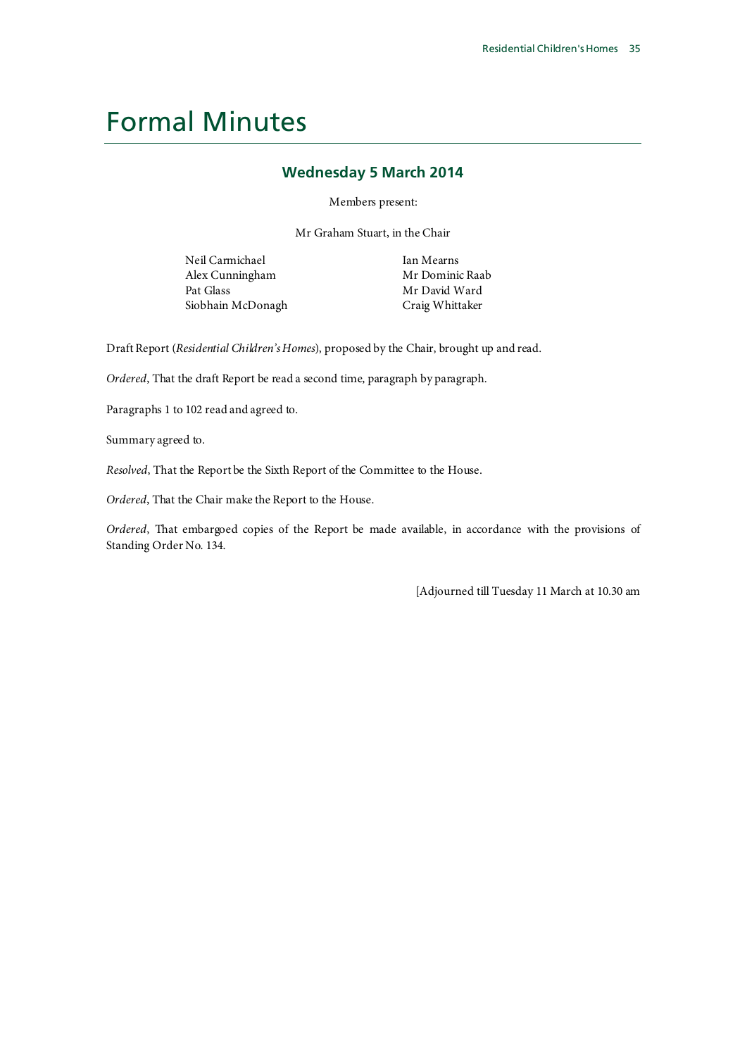# Formal Minutes

## Wednesday 5 March 2014

Members present:

Mr Graham Stuart, in the Chair

Neil Carmichael
Alex Cunningham
Pat Glass
Siobhain McDonagh
Ian Mearns
Mr Dominic Raab
Mr David Ward
Craig Whittaker

Draft Report (*Residential Children's Homes*), proposed by the Chair, brought up and read.

*Ordered*, That the draft Report be read a second time, paragraph by paragraph.

Paragraphs 1 to 102 read and agreed to.

Summary agreed to.

*Resolved*, That the Report be the Sixth Report of the Committee to the House.

*Ordered*, That the Chair make the Report to the House.

*Ordered*, That embargoed copies of the Report be made available, in accordance with the provisions of Standing Order No. 134.

[Adjourned till Tuesday 11 March at 10.30 am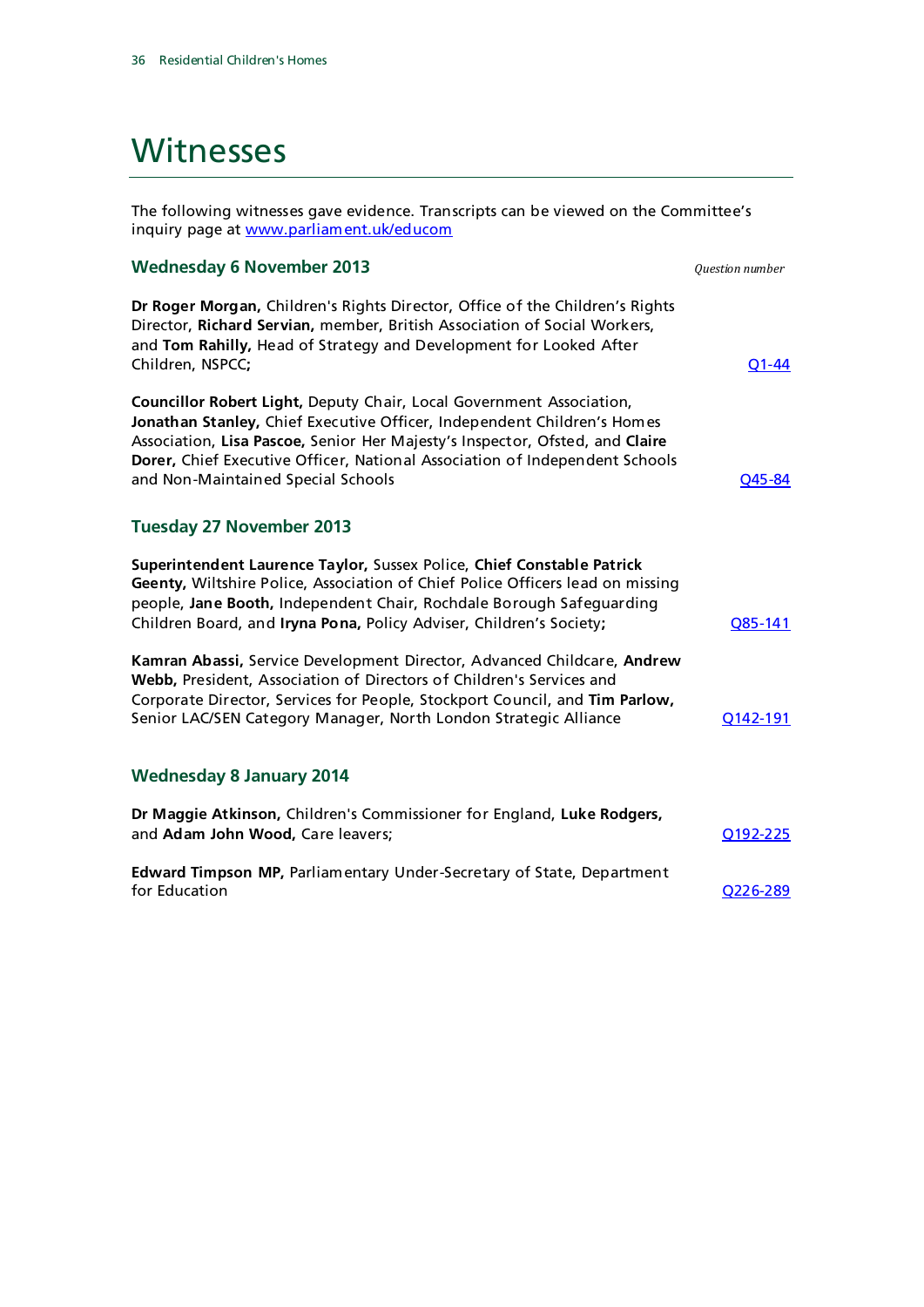# Witnesses

The following witnesses gave evidence. Transcripts can be viewed on the Committee's inquiry page at www.parliament.uk/educom

## Wednesday 6 November 2013

*Question number*

**Dr Roger Morgan,** Children's Rights Director, Office of the Children's Rights Director, **Richard Servian,** member, British Association of Social Workers, and **Tom Rahilly,** Head of Strategy and Development for Looked After Children, NSPCC**;** — Q1-44

**Councillor Robert Light,** Deputy Chair, Local Government Association, **Jonathan Stanley,** Chief Executive Officer, Independent Children's Homes Association, **Lisa Pascoe,** Senior Her Majesty's Inspector, Ofsted, and **Claire Dorer,** Chief Executive Officer, National Association of Independent Schools and Non-Maintained Special Schools — Q45-84

## Tuesday 27 November 2013

**Superintendent Laurence Taylor,** Sussex Police, **Chief Constable Patrick Geenty,** Wiltshire Police, Association of Chief Police Officers lead on missing people, **Jane Booth,** Independent Chair, Rochdale Borough Safeguarding Children Board, and **Iryna Pona,** Policy Adviser, Children's Society**;** — Q85-141

**Kamran Abassi,** Service Development Director, Advanced Childcare, **Andrew Webb,** President, Association of Directors of Children's Services and Corporate Director, Services for People, Stockport Council, and **Tim Parlow,** Senior LAC/SEN Category Manager, North London Strategic Alliance — Q142-191

## Wednesday 8 January 2014

**Dr Maggie Atkinson,** Children's Commissioner for England, **Luke Rodgers,** and **Adam John Wood,** Care leavers; — Q192-225

**Edward Timpson MP,** Parliamentary Under-Secretary of State, Department for Education — Q226-289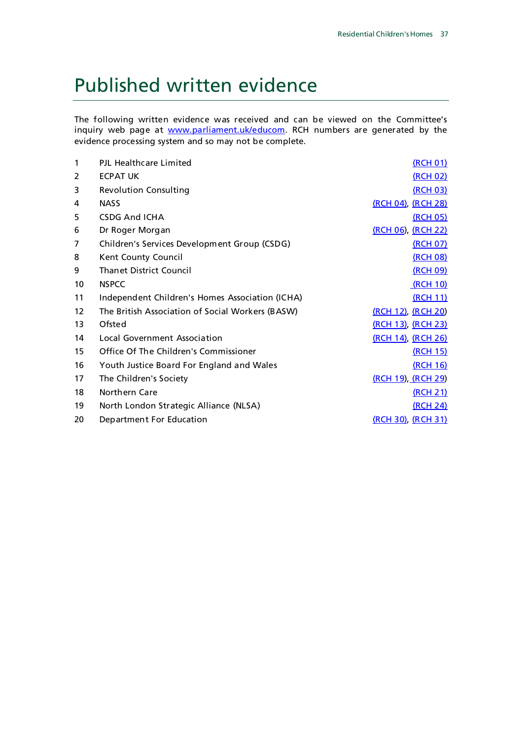# Published written evidence

The following written evidence was received and can be viewed on the Committee's inquiry web page at www.parliament.uk/educom. RCH numbers are generated by the evidence processing system and so may not be complete.

| | | |
|---|---|---|
| 1 | PJL Healthcare Limited | (RCH 01) |
| 2 | ECPAT UK | (RCH 02) |
| 3 | Revolution Consulting | (RCH 03) |
| 4 | NASS | (RCH 04), (RCH 28) |
| 5 | CSDG And ICHA | (RCH 05) |
| 6 | Dr Roger Morgan | (RCH 06), (RCH 22) |
| 7 | Children's Services Development Group (CSDG) | (RCH 07) |
| 8 | Kent County Council | (RCH 08) |
| 9 | Thanet District Council | (RCH 09) |
| 10 | NSPCC | (RCH 10) |
| 11 | Independent Children's Homes Association (ICHA) | (RCH 11) |
| 12 | The British Association of Social Workers (BASW) | (RCH 12), (RCH 20) |
| 13 | Ofsted | (RCH 13), (RCH 23) |
| 14 | Local Government Association | (RCH 14), (RCH 26) |
| 15 | Office Of The Children's Commissioner | (RCH 15) |
| 16 | Youth Justice Board For England and Wales | (RCH 16) |
| 17 | The Children's Society | (RCH 19), (RCH 29) |
| 18 | Northern Care | (RCH 21) |
| 19 | North London Strategic Alliance (NLSA) | (RCH 24) |
| 20 | Department For Education | (RCH 30), (RCH 31) |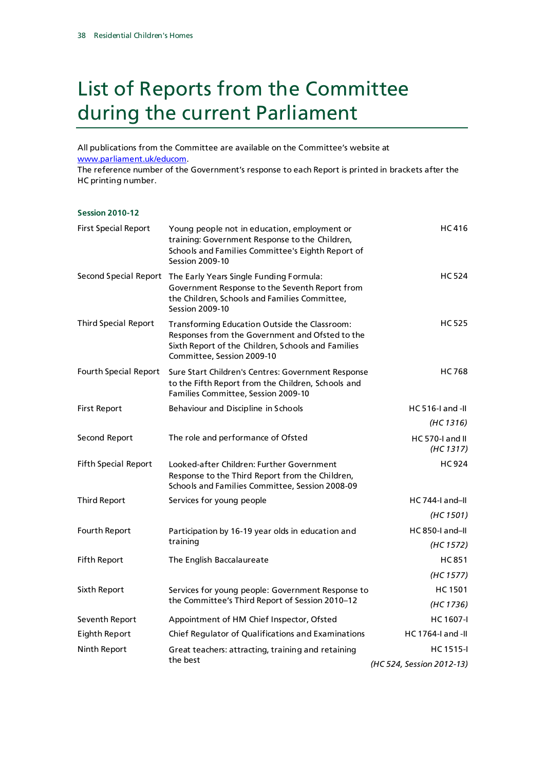# List of Reports from the Committee during the current Parliament

All publications from the Committee are available on the Committee's website at www.parliament.uk/educom.

The reference number of the Government's response to each Report is printed in brackets after the HC printing number.

**Session 2010-12**

| | | |
|---|---|---|
| First Special Report | Young people not in education, employment or training: Government Response to the Children, Schools and Families Committee's Eighth Report of Session 2009-10 | HC 416 |
| Second Special Report | The Early Years Single Funding Formula: Government Response to the Seventh Report from the Children, Schools and Families Committee, Session 2009-10 | HC 524 |
| Third Special Report | Transforming Education Outside the Classroom: Responses from the Government and Ofsted to the Sixth Report of the Children, Schools and Families Committee, Session 2009-10 | HC 525 |
| Fourth Special Report | Sure Start Children's Centres: Government Response to the Fifth Report from the Children, Schools and Families Committee, Session 2009-10 | HC 768 |
| First Report | Behaviour and Discipline in Schools | HC 516-I and -II *(HC 1316)* |
| Second Report | The role and performance of Ofsted | HC 570-I and II *(HC 1317)* |
| Fifth Special Report | Looked-after Children: Further Government Response to the Third Report from the Children, Schools and Families Committee, Session 2008-09 | HC 924 |
| Third Report | Services for young people | HC 744-I and–II *(HC 1501)* |
| Fourth Report | Participation by 16-19 year olds in education and training | HC 850-I and–II *(HC 1572)* |
| Fifth Report | The English Baccalaureate | HC 851 *(HC 1577)* |
| Sixth Report | Services for young people: Government Response to the Committee's Third Report of Session 2010–12 | HC 1501 *(HC 1736)* |
| Seventh Report | Appointment of HM Chief Inspector, Ofsted | HC 1607-I |
| Eighth Report | Chief Regulator of Qualifications and Examinations | HC 1764-I and -II |
| Ninth Report | Great teachers: attracting, training and retaining the best | HC 1515-I *(HC 524, Session 2012-13)* |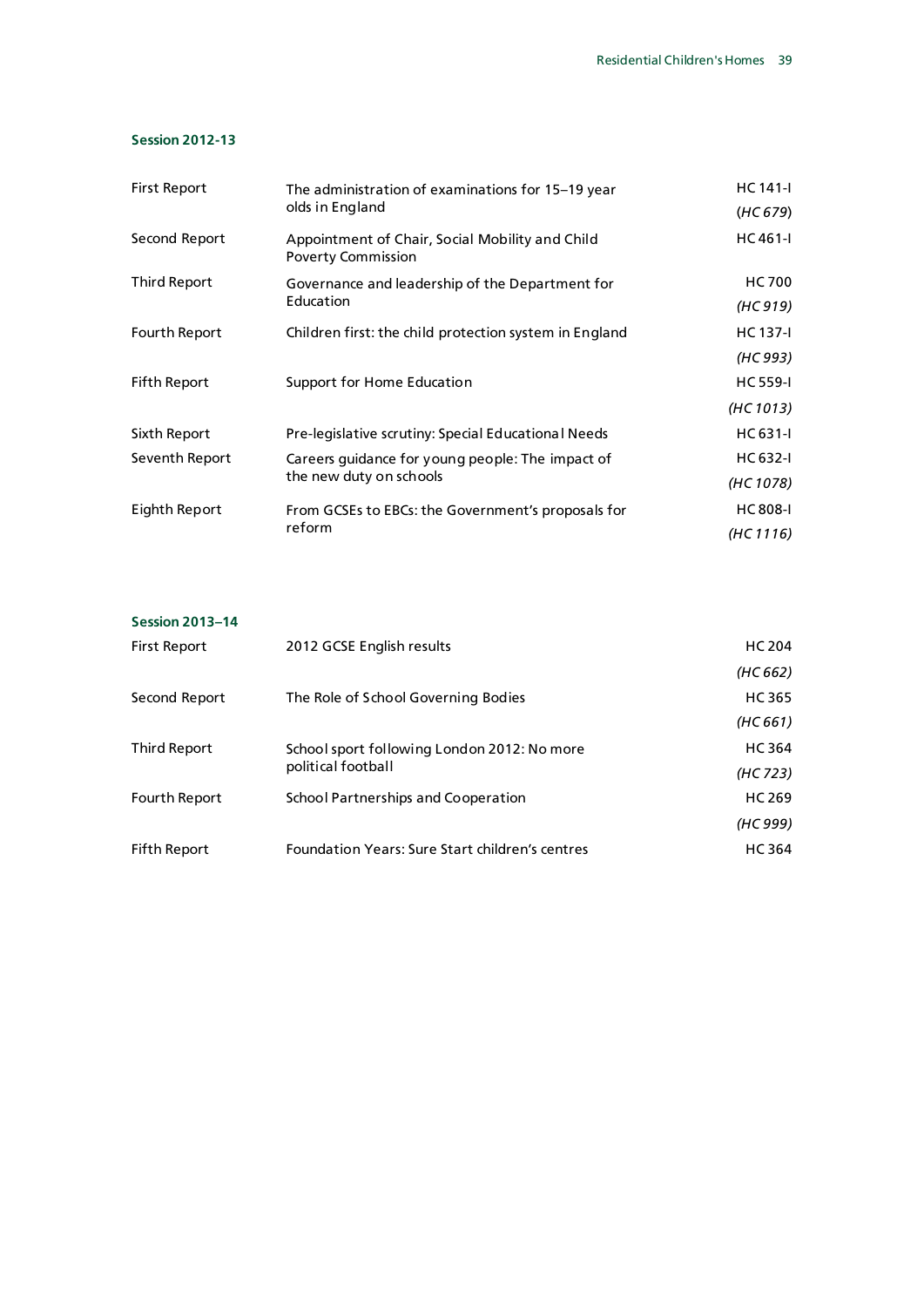### Session 2012-13

| | | |
|---|---|---|
| First Report | The administration of examinations for 15–19 year olds in England | HC 141-I<br>(*HC 679*) |
| Second Report | Appointment of Chair, Social Mobility and Child Poverty Commission | HC 461-I |
| Third Report | Governance and leadership of the Department for Education | HC 700<br>*(HC 919)* |
| Fourth Report | Children first: the child protection system in England | HC 137-I<br>*(HC 993)* |
| Fifth Report | Support for Home Education | HC 559-I<br>*(HC 1013)* |
| Sixth Report | Pre-legislative scrutiny: Special Educational Needs | HC 631-I |
| Seventh Report | Careers guidance for young people: The impact of the new duty on schools | HC 632-I<br>*(HC 1078)* |
| Eighth Report | From GCSEs to EBCs: the Government's proposals for reform | HC 808-I<br>*(HC 1116)* |

### Session 2013–14

| | | |
|---|---|---|
| First Report | 2012 GCSE English results | HC 204<br>*(HC 662)* |
| Second Report | The Role of School Governing Bodies | HC 365<br>*(HC 661)* |
| Third Report | School sport following London 2012: No more political football | HC 364<br>*(HC 723)* |
| Fourth Report | School Partnerships and Cooperation | HC 269<br>*(HC 999)* |
| Fifth Report | Foundation Years: Sure Start children's centres | HC 364 |